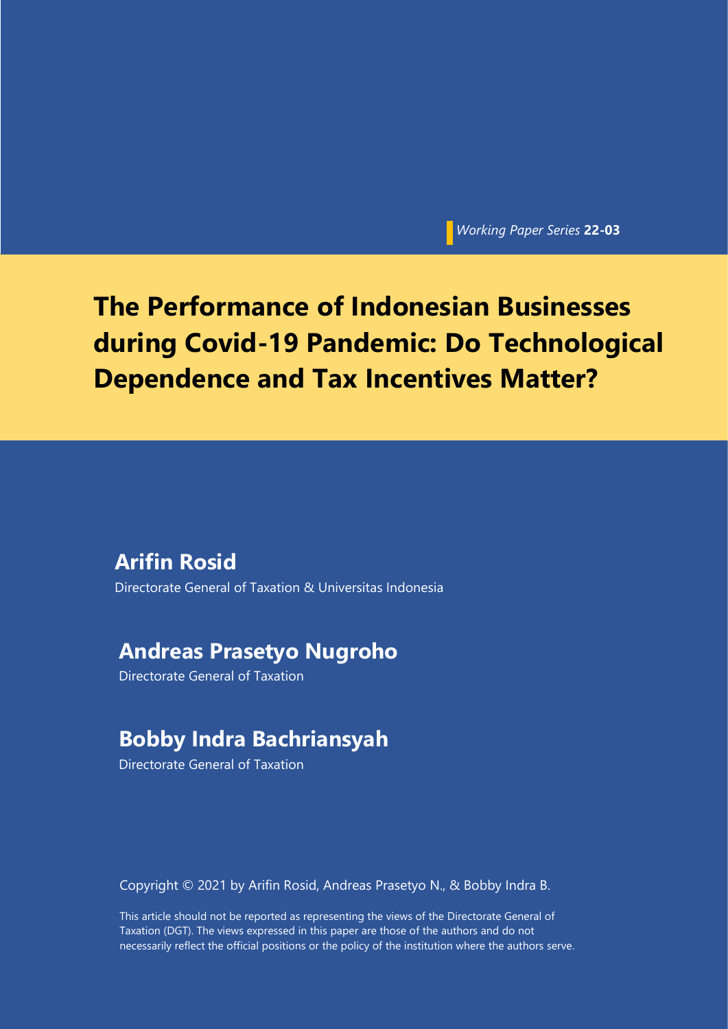*Working Paper Series* **22-03**

# The Performance of Indonesian Businesses during Covid-19 Pandemic: Do Technological Dependence and Tax Incentives Matter?

## Arifin Rosid

Directorate General of Taxation & Universitas Indonesia

## Andreas Prasetyo Nugroho

Directorate General of Taxation

## Bobby Indra Bachriansyah

Directorate General of Taxation

Copyright © 2021 by Arifin Rosid, Andreas Prasetyo N., & Bobby Indra B.

This article should not be reported as representing the views of the Directorate General of Taxation (DGT). The views expressed in this paper are those of the authors and do not necessarily reflect the official positions or the policy of the institution where the authors serve.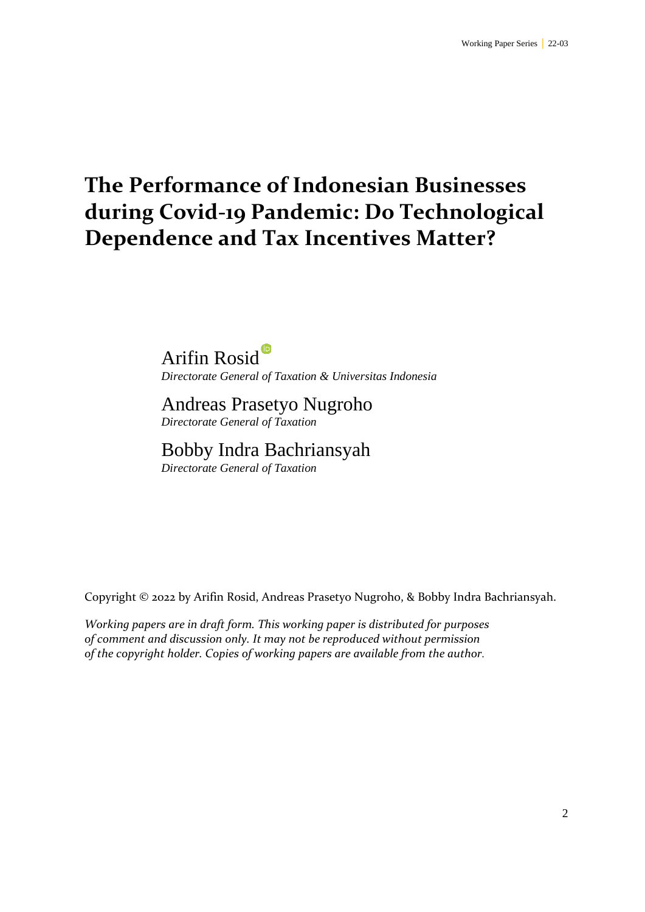# The Performance of Indonesian Businesses during Covid-19 Pandemic: Do Technological Dependence and Tax Incentives Matter?

Arifin Rosid
*Directorate General of Taxation & Universitas Indonesia*

Andreas Prasetyo Nugroho
*Directorate General of Taxation*

Bobby Indra Bachriansyah
*Directorate General of Taxation*

Copyright © 2022 by Arifin Rosid, Andreas Prasetyo Nugroho, & Bobby Indra Bachriansyah.

*Working papers are in draft form. This working paper is distributed for purposes of comment and discussion only. It may not be reproduced without permission of the copyright holder. Copies of working papers are available from the author.*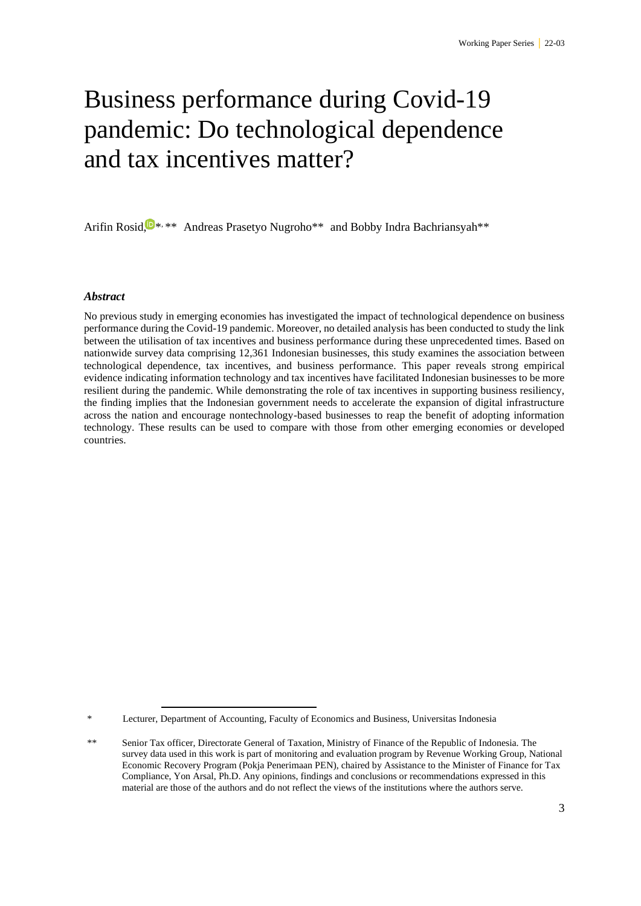# Business performance during Covid-19 pandemic: Do technological dependence and tax incentives matter?

Arifin Rosid[*, **] Andreas Prasetyo Nugroho[**] and Bobby Indra Bachriansyah[**]

### *Abstract*

No previous study in emerging economies has investigated the impact of technological dependence on business performance during the Covid-19 pandemic. Moreover, no detailed analysis has been conducted to study the link between the utilisation of tax incentives and business performance during these unprecedented times. Based on nationwide survey data comprising 12,361 Indonesian businesses, this study examines the association between technological dependence, tax incentives, and business performance. This paper reveals strong empirical evidence indicating information technology and tax incentives have facilitated Indonesian businesses to be more resilient during the pandemic. While demonstrating the role of tax incentives in supporting business resiliency, the finding implies that the Indonesian government needs to accelerate the expansion of digital infrastructure across the nation and encourage nontechnology-based businesses to reap the benefit of adopting information technology. These results can be used to compare with those from other emerging economies or developed countries.

---

[*] Lecturer, Department of Accounting, Faculty of Economics and Business, Universitas Indonesia

[**] Senior Tax officer, Directorate General of Taxation, Ministry of Finance of the Republic of Indonesia. The survey data used in this work is part of monitoring and evaluation program by Revenue Working Group, National Economic Recovery Program (Pokja Penerimaan PEN), chaired by Assistance to the Minister of Finance for Tax Compliance, Yon Arsal, Ph.D. Any opinions, findings and conclusions or recommendations expressed in this material are those of the authors and do not reflect the views of the institutions where the authors serve.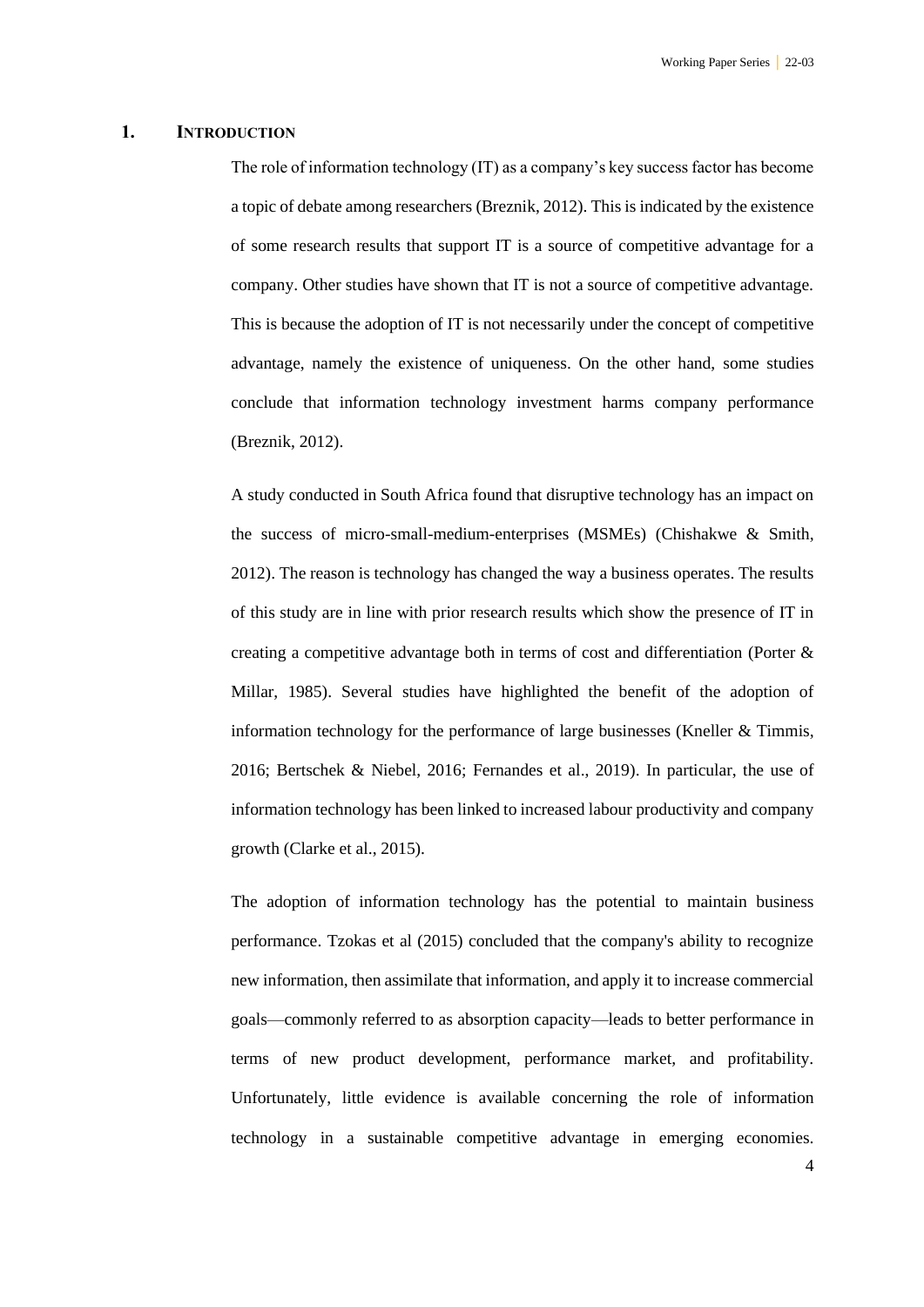# 1. INTRODUCTION

The role of information technology (IT) as a company's key success factor has become a topic of debate among researchers (Breznik, 2012). This is indicated by the existence of some research results that support IT is a source of competitive advantage for a company. Other studies have shown that IT is not a source of competitive advantage. This is because the adoption of IT is not necessarily under the concept of competitive advantage, namely the existence of uniqueness. On the other hand, some studies conclude that information technology investment harms company performance (Breznik, 2012).

A study conducted in South Africa found that disruptive technology has an impact on the success of micro-small-medium-enterprises (MSMEs) (Chishakwe & Smith, 2012). The reason is technology has changed the way a business operates. The results of this study are in line with prior research results which show the presence of IT in creating a competitive advantage both in terms of cost and differentiation (Porter & Millar, 1985). Several studies have highlighted the benefit of the adoption of information technology for the performance of large businesses (Kneller & Timmis, 2016; Bertschek & Niebel, 2016; Fernandes et al., 2019). In particular, the use of information technology has been linked to increased labour productivity and company growth (Clarke et al., 2015).

The adoption of information technology has the potential to maintain business performance. Tzokas et al (2015) concluded that the company's ability to recognize new information, then assimilate that information, and apply it to increase commercial goals—commonly referred to as absorption capacity—leads to better performance in terms of new product development, performance market, and profitability. Unfortunately, little evidence is available concerning the role of information technology in a sustainable competitive advantage in emerging economies.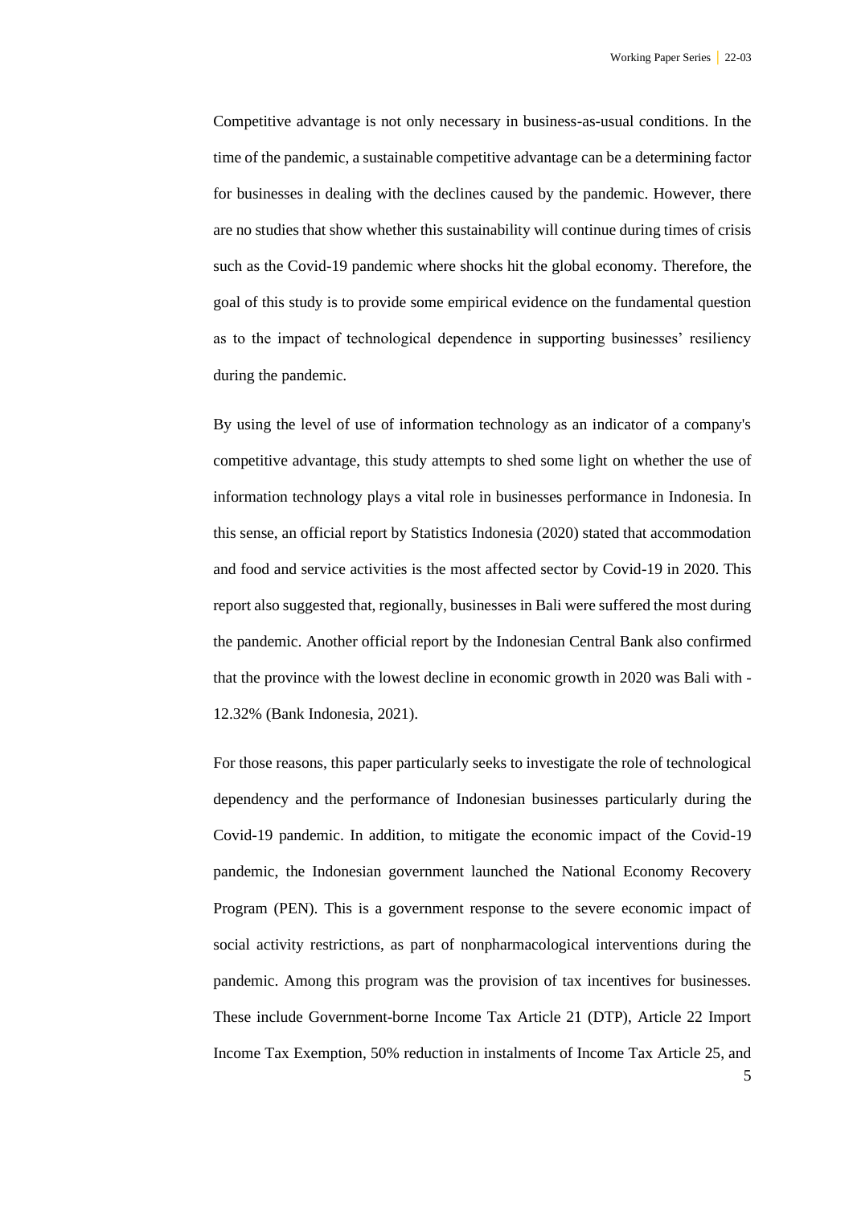Competitive advantage is not only necessary in business-as-usual conditions. In the time of the pandemic, a sustainable competitive advantage can be a determining factor for businesses in dealing with the declines caused by the pandemic. However, there are no studies that show whether this sustainability will continue during times of crisis such as the Covid-19 pandemic where shocks hit the global economy. Therefore, the goal of this study is to provide some empirical evidence on the fundamental question as to the impact of technological dependence in supporting businesses' resiliency during the pandemic.

By using the level of use of information technology as an indicator of a company's competitive advantage, this study attempts to shed some light on whether the use of information technology plays a vital role in businesses performance in Indonesia. In this sense, an official report by Statistics Indonesia (2020) stated that accommodation and food and service activities is the most affected sector by Covid-19 in 2020. This report also suggested that, regionally, businesses in Bali were suffered the most during the pandemic. Another official report by the Indonesian Central Bank also confirmed that the province with the lowest decline in economic growth in 2020 was Bali with -12.32% (Bank Indonesia, 2021).

For those reasons, this paper particularly seeks to investigate the role of technological dependency and the performance of Indonesian businesses particularly during the Covid-19 pandemic. In addition, to mitigate the economic impact of the Covid-19 pandemic, the Indonesian government launched the National Economy Recovery Program (PEN). This is a government response to the severe economic impact of social activity restrictions, as part of nonpharmacological interventions during the pandemic. Among this program was the provision of tax incentives for businesses. These include Government-borne Income Tax Article 21 (DTP), Article 22 Import Income Tax Exemption, 50% reduction in instalments of Income Tax Article 25, and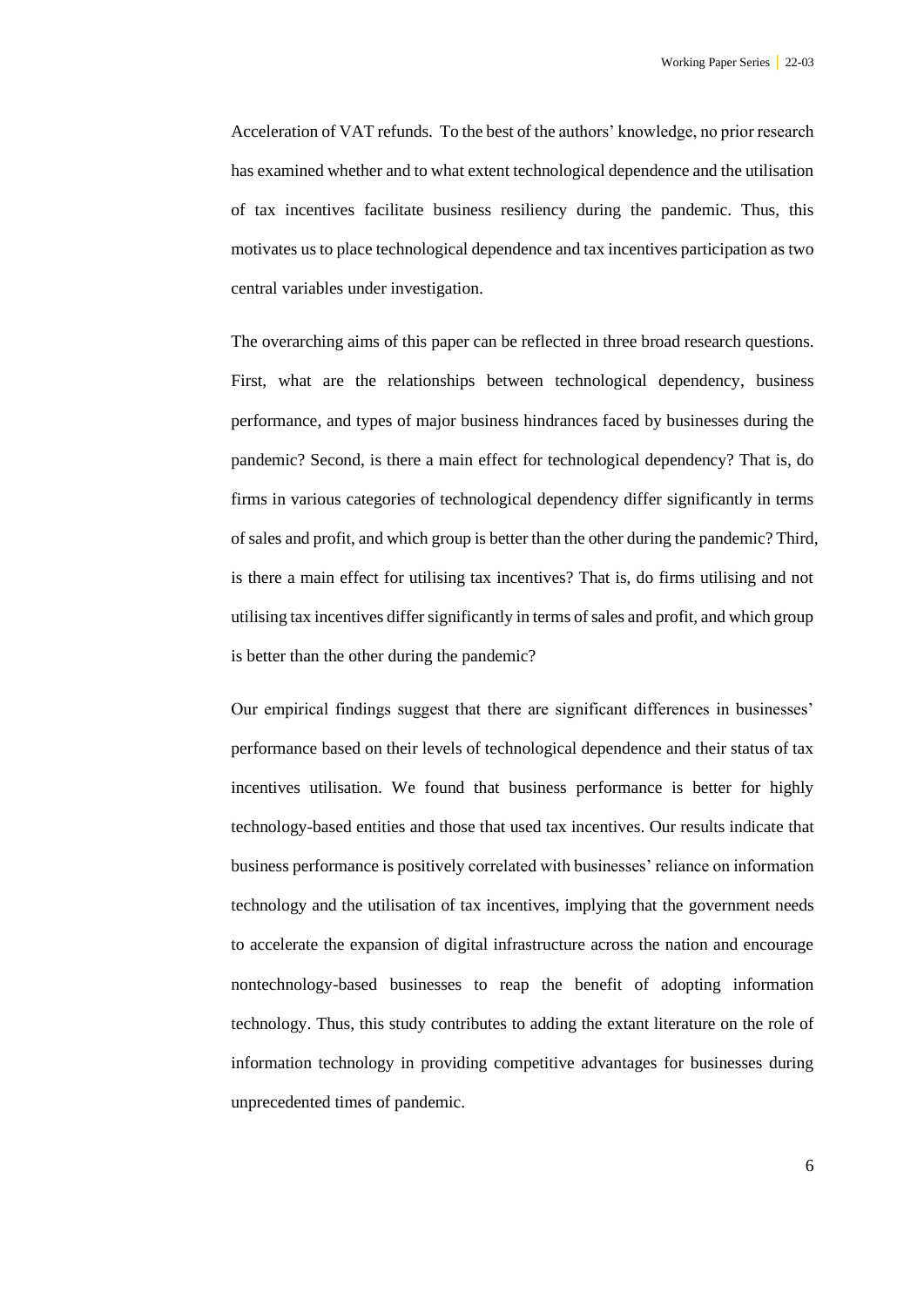Acceleration of VAT refunds. To the best of the authors' knowledge, no prior research has examined whether and to what extent technological dependence and the utilisation of tax incentives facilitate business resiliency during the pandemic. Thus, this motivates us to place technological dependence and tax incentives participation as two central variables under investigation.

The overarching aims of this paper can be reflected in three broad research questions. First, what are the relationships between technological dependency, business performance, and types of major business hindrances faced by businesses during the pandemic? Second, is there a main effect for technological dependency? That is, do firms in various categories of technological dependency differ significantly in terms of sales and profit, and which group is better than the other during the pandemic? Third, is there a main effect for utilising tax incentives? That is, do firms utilising and not utilising tax incentives differ significantly in terms of sales and profit, and which group is better than the other during the pandemic?

Our empirical findings suggest that there are significant differences in businesses' performance based on their levels of technological dependence and their status of tax incentives utilisation. We found that business performance is better for highly technology-based entities and those that used tax incentives. Our results indicate that business performance is positively correlated with businesses' reliance on information technology and the utilisation of tax incentives, implying that the government needs to accelerate the expansion of digital infrastructure across the nation and encourage nontechnology-based businesses to reap the benefit of adopting information technology. Thus, this study contributes to adding the extant literature on the role of information technology in providing competitive advantages for businesses during unprecedented times of pandemic.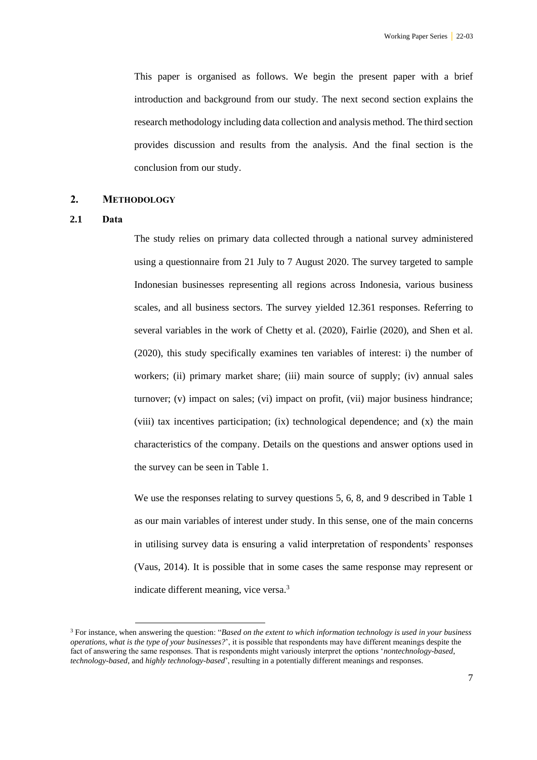This paper is organised as follows. We begin the present paper with a brief introduction and background from our study. The next second section explains the research methodology including data collection and analysis method. The third section provides discussion and results from the analysis. And the final section is the conclusion from our study.

## 2. METHODOLOGY

### 2.1 Data

The study relies on primary data collected through a national survey administered using a questionnaire from 21 July to 7 August 2020. The survey targeted to sample Indonesian businesses representing all regions across Indonesia, various business scales, and all business sectors. The survey yielded 12.361 responses. Referring to several variables in the work of Chetty et al. (2020), Fairlie (2020), and Shen et al. (2020), this study specifically examines ten variables of interest: i) the number of workers; (ii) primary market share; (iii) main source of supply; (iv) annual sales turnover; (v) impact on sales; (vi) impact on profit, (vii) major business hindrance; (viii) tax incentives participation; (ix) technological dependence; and (x) the main characteristics of the company. Details on the questions and answer options used in the survey can be seen in Table 1.

We use the responses relating to survey questions 5, 6, 8, and 9 described in Table 1 as our main variables of interest under study. In this sense, one of the main concerns in utilising survey data is ensuring a valid interpretation of respondents' responses (Vaus, 2014). It is possible that in some cases the same response may represent or indicate different meaning, vice versa.[3]

[3] For instance, when answering the question: "*Based on the extent to which information technology is used in your business operations, what is the type of your businesses?*', it is possible that respondents may have different meanings despite the fact of answering the same responses. That is respondents might variously interpret the options '*nontechnology-based*, *technology-based*, and *highly technology-based*', resulting in a potentially different meanings and responses.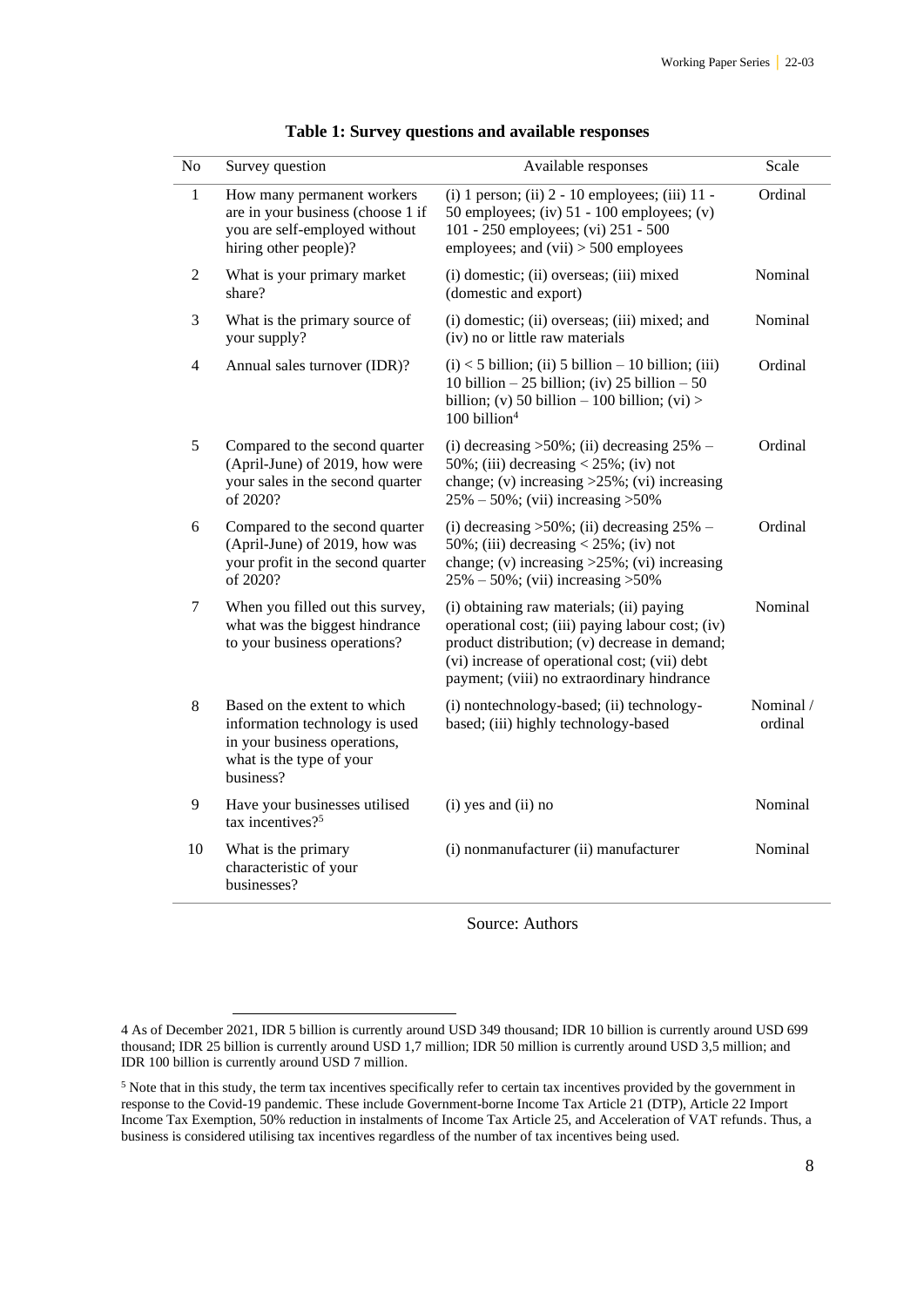**Table 1: Survey questions and available responses**

| No | Survey question | Available responses | Scale |
|---|---|---|---|
| 1 | How many permanent workers are in your business (choose 1 if you are self-employed without hiring other people)? | (i) 1 person; (ii) 2 - 10 employees; (iii) 11 - 50 employees; (iv) 51 - 100 employees; (v) 101 - 250 employees; (vi) 251 - 500 employees; and (vii) > 500 employees | Ordinal |
| 2 | What is your primary market share? | (i) domestic; (ii) overseas; (iii) mixed (domestic and export) | Nominal |
| 3 | What is the primary source of your supply? | (i) domestic; (ii) overseas; (iii) mixed; and (iv) no or little raw materials | Nominal |
| 4 | Annual sales turnover (IDR)? | (i) < 5 billion; (ii) 5 billion – 10 billion; (iii) 10 billion – 25 billion; (iv) 25 billion – 50 billion; (v) 50 billion – 100 billion; (vi) > 100 billion[4] | Ordinal |
| 5 | Compared to the second quarter (April-June) of 2019, how were your sales in the second quarter of 2020? | (i) decreasing >50%; (ii) decreasing 25% – 50%; (iii) decreasing < 25%; (iv) not change; (v) increasing >25%; (vi) increasing 25% – 50%; (vii) increasing >50% | Ordinal |
| 6 | Compared to the second quarter (April-June) of 2019, how was your profit in the second quarter of 2020? | (i) decreasing >50%; (ii) decreasing 25% – 50%; (iii) decreasing < 25%; (iv) not change; (v) increasing >25%; (vi) increasing 25% – 50%; (vii) increasing >50% | Ordinal |
| 7 | When you filled out this survey, what was the biggest hindrance to your business operations? | (i) obtaining raw materials; (ii) paying operational cost; (iii) paying labour cost; (iv) product distribution; (v) decrease in demand; (vi) increase of operational cost; (vii) debt payment; (viii) no extraordinary hindrance | Nominal |
| 8 | Based on the extent to which information technology is used in your business operations, what is the type of your business? | (i) nontechnology-based; (ii) technology-based; (iii) highly technology-based | Nominal / ordinal |
| 9 | Have your businesses utilised tax incentives?[5] | (i) yes and (ii) no | Nominal |
| 10 | What is the primary characteristic of your businesses? | (i) nonmanufacturer (ii) manufacturer | Nominal |

Source: Authors

4 As of December 2021, IDR 5 billion is currently around USD 349 thousand; IDR 10 billion is currently around USD 699 thousand; IDR 25 billion is currently around USD 1,7 million; IDR 50 million is currently around USD 3,5 million; and IDR 100 billion is currently around USD 7 million.

5 Note that in this study, the term tax incentives specifically refer to certain tax incentives provided by the government in response to the Covid-19 pandemic. These include Government-borne Income Tax Article 21 (DTP), Article 22 Import Income Tax Exemption, 50% reduction in instalments of Income Tax Article 25, and Acceleration of VAT refunds. Thus, a business is considered utilising tax incentives regardless of the number of tax incentives being used.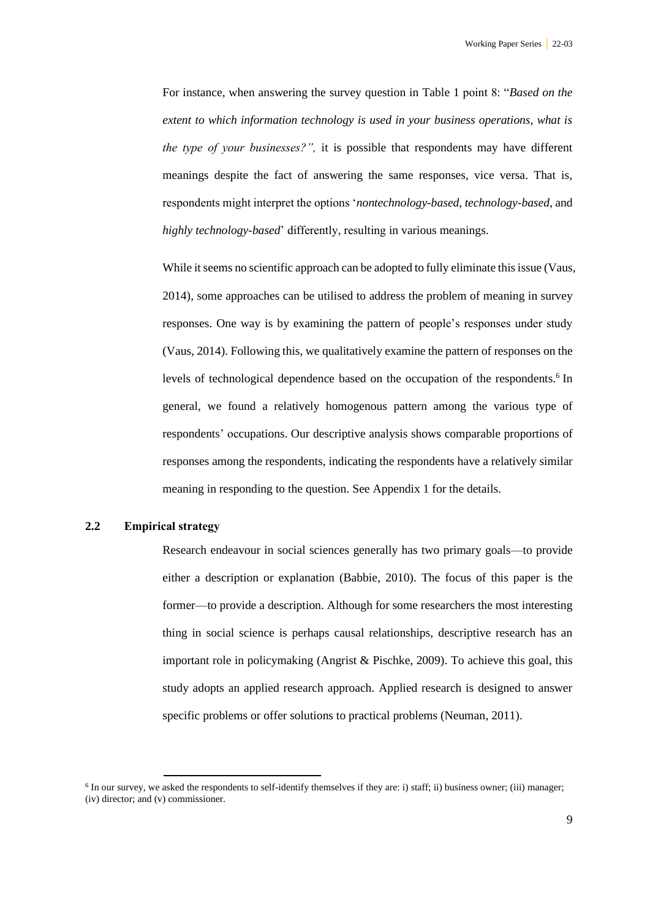For instance, when answering the survey question in Table 1 point 8: "*Based on the extent to which information technology is used in your business operations, what is the type of your businesses?",* it is possible that respondents may have different meanings despite the fact of answering the same responses, vice versa. That is, respondents might interpret the options '*nontechnology-based*, *technology-based*, and *highly technology-based*' differently, resulting in various meanings.

While it seems no scientific approach can be adopted to fully eliminate this issue (Vaus, 2014), some approaches can be utilised to address the problem of meaning in survey responses. One way is by examining the pattern of people's responses under study (Vaus, 2014). Following this, we qualitatively examine the pattern of responses on the levels of technological dependence based on the occupation of the respondents.[6] In general, we found a relatively homogenous pattern among the various type of respondents' occupations. Our descriptive analysis shows comparable proportions of responses among the respondents, indicating the respondents have a relatively similar meaning in responding to the question. See Appendix 1 for the details.

## 2.2 Empirical strategy

Research endeavour in social sciences generally has two primary goals—to provide either a description or explanation (Babbie, 2010). The focus of this paper is the former—to provide a description. Although for some researchers the most interesting thing in social science is perhaps causal relationships, descriptive research has an important role in policymaking (Angrist & Pischke, 2009). To achieve this goal, this study adopts an applied research approach. Applied research is designed to answer specific problems or offer solutions to practical problems (Neuman, 2011).

[6] In our survey, we asked the respondents to self-identify themselves if they are: i) staff; ii) business owner; (iii) manager; (iv) director; and (v) commissioner.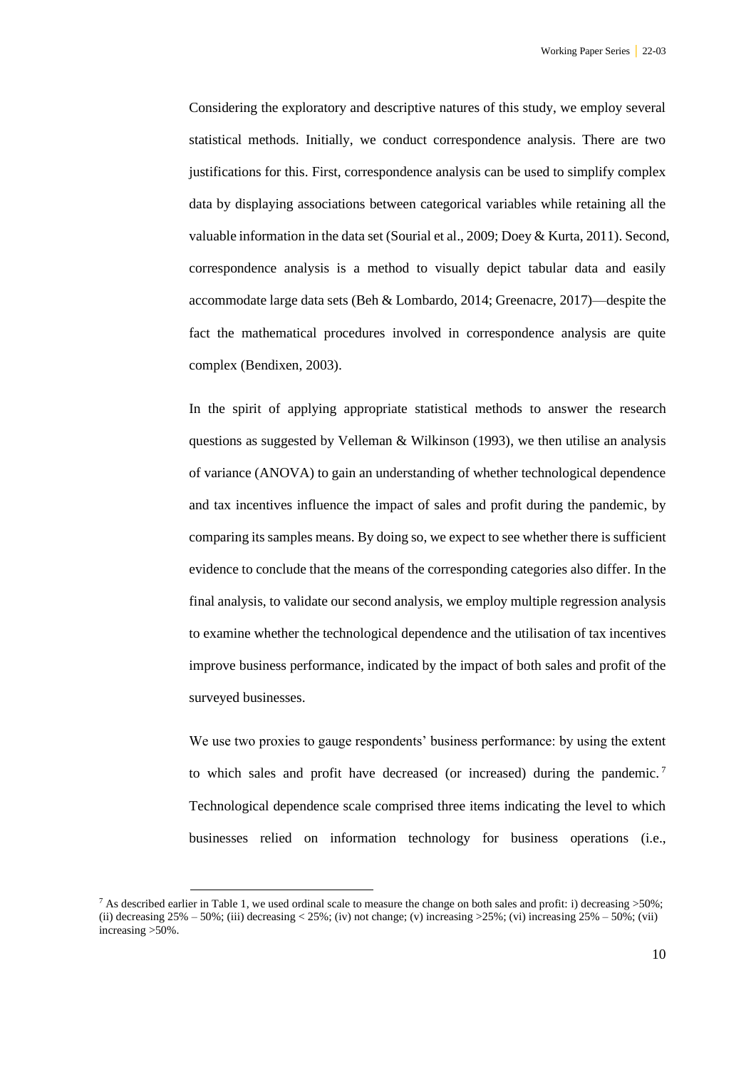Considering the exploratory and descriptive natures of this study, we employ several statistical methods. Initially, we conduct correspondence analysis. There are two justifications for this. First, correspondence analysis can be used to simplify complex data by displaying associations between categorical variables while retaining all the valuable information in the data set (Sourial et al., 2009; Doey & Kurta, 2011). Second, correspondence analysis is a method to visually depict tabular data and easily accommodate large data sets (Beh & Lombardo, 2014; Greenacre, 2017)—despite the fact the mathematical procedures involved in correspondence analysis are quite complex (Bendixen, 2003).

In the spirit of applying appropriate statistical methods to answer the research questions as suggested by Velleman & Wilkinson (1993), we then utilise an analysis of variance (ANOVA) to gain an understanding of whether technological dependence and tax incentives influence the impact of sales and profit during the pandemic, by comparing its samples means. By doing so, we expect to see whether there is sufficient evidence to conclude that the means of the corresponding categories also differ. In the final analysis, to validate our second analysis, we employ multiple regression analysis to examine whether the technological dependence and the utilisation of tax incentives improve business performance, indicated by the impact of both sales and profit of the surveyed businesses.

We use two proxies to gauge respondents' business performance: by using the extent to which sales and profit have decreased (or increased) during the pandemic.[7] Technological dependence scale comprised three items indicating the level to which businesses relied on information technology for business operations (i.e.,

[7] As described earlier in Table 1, we used ordinal scale to measure the change on both sales and profit: i) decreasing >50%; (ii) decreasing 25% – 50%; (iii) decreasing < 25%; (iv) not change; (v) increasing >25%; (vi) increasing 25% – 50%; (vii) increasing >50%.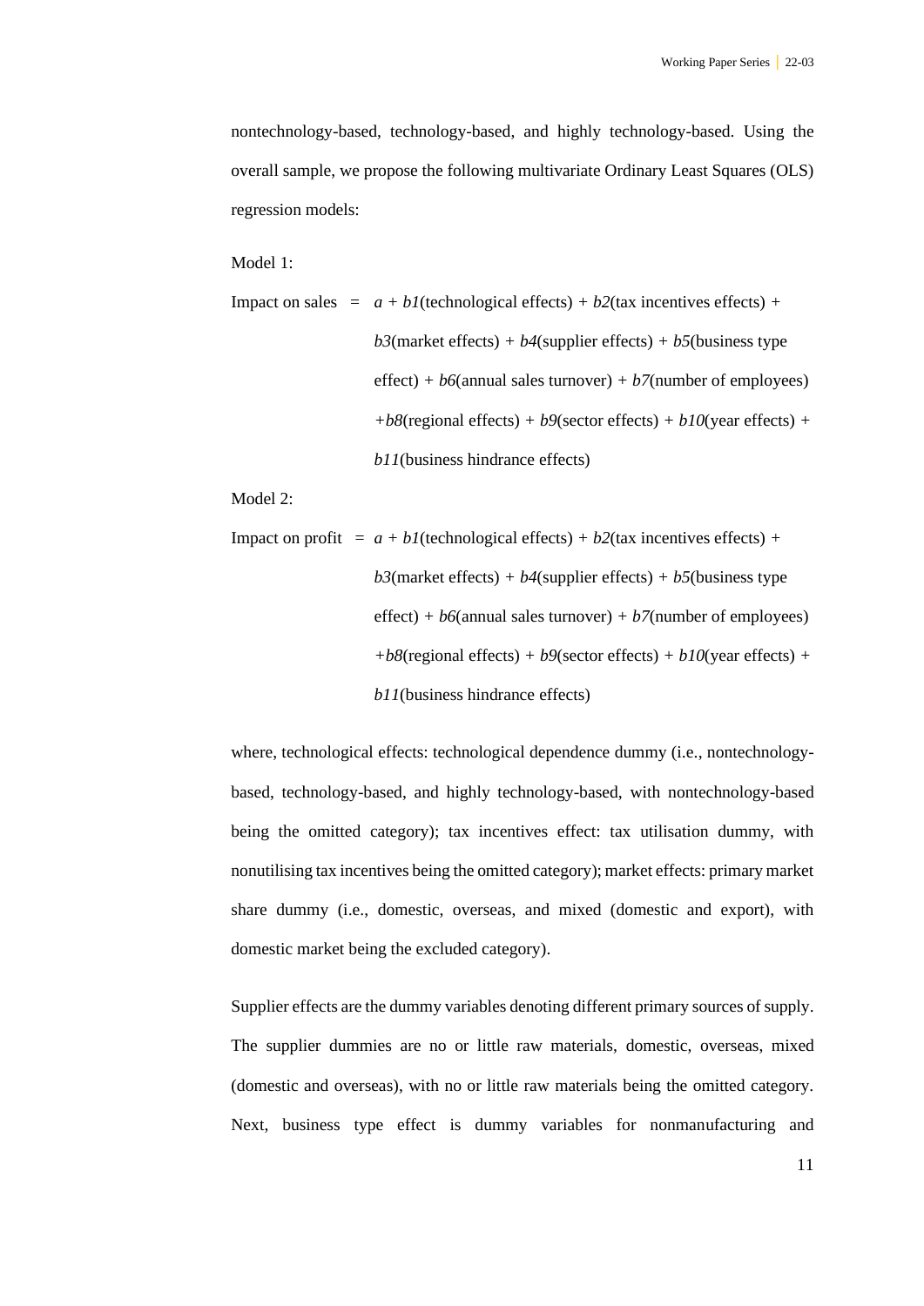nontechnology-based, technology-based, and highly technology-based. Using the overall sample, we propose the following multivariate Ordinary Least Squares (OLS) regression models:

Model 1:

Impact on sales = $a$ + $b1$(technological effects) + $b2$(tax incentives effects) + $b3$(market effects) + $b4$(supplier effects) + $b5$(business type effect) + $b6$(annual sales turnover) + $b7$(number of employees) + $b8$(regional effects) + $b9$(sector effects) + $b10$(year effects) + $b11$(business hindrance effects)

Model 2:

Impact on profit = $a$ + $b1$(technological effects) + $b2$(tax incentives effects) + $b3$(market effects) + $b4$(supplier effects) + $b5$(business type effect) + $b6$(annual sales turnover) + $b7$(number of employees) + $b8$(regional effects) + $b9$(sector effects) + $b10$(year effects) + $b11$(business hindrance effects)

where, technological effects: technological dependence dummy (i.e., nontechnology-based, technology-based, and highly technology-based, with nontechnology-based being the omitted category); tax incentives effect: tax utilisation dummy, with nonutilising tax incentives being the omitted category); market effects: primary market share dummy (i.e., domestic, overseas, and mixed (domestic and export), with domestic market being the excluded category).

Supplier effects are the dummy variables denoting different primary sources of supply. The supplier dummies are no or little raw materials, domestic, overseas, mixed (domestic and overseas), with no or little raw materials being the omitted category. Next, business type effect is dummy variables for nonmanufacturing and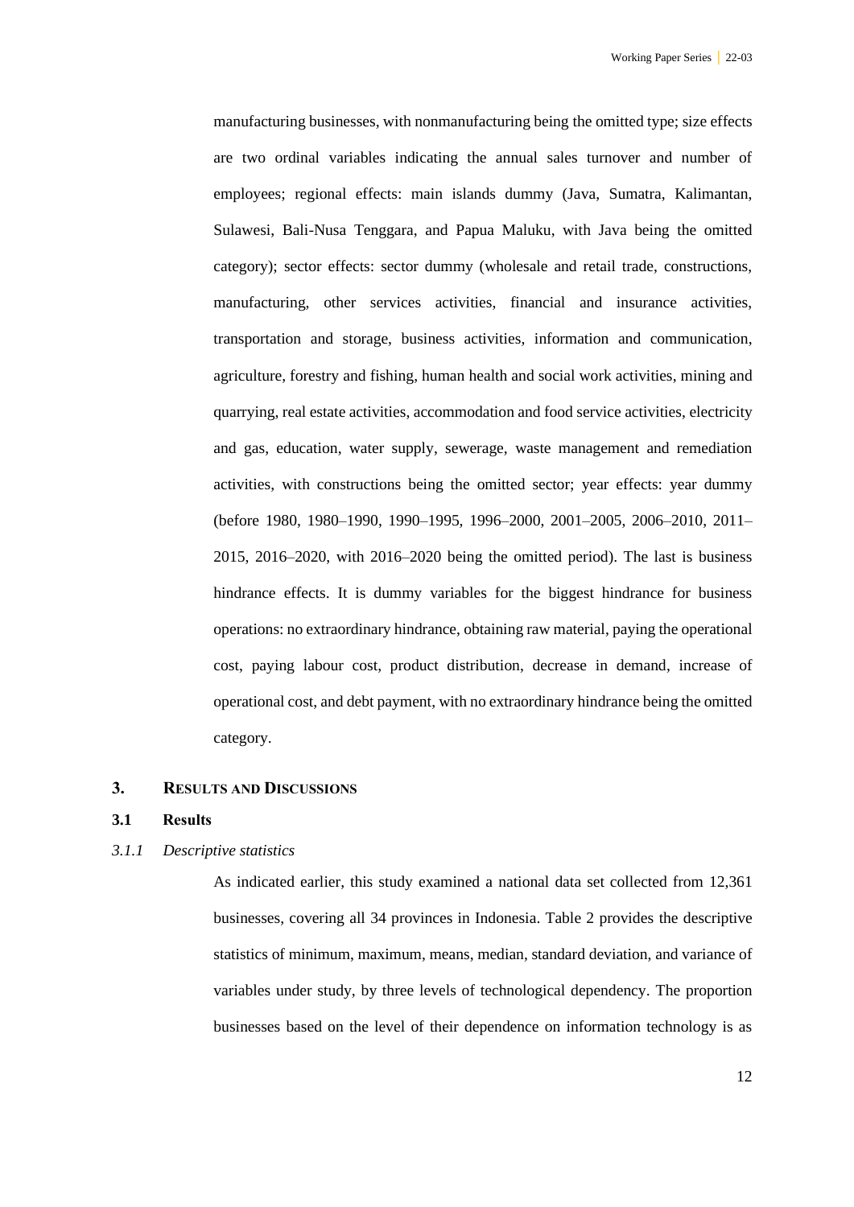manufacturing businesses, with nonmanufacturing being the omitted type; size effects are two ordinal variables indicating the annual sales turnover and number of employees; regional effects: main islands dummy (Java, Sumatra, Kalimantan, Sulawesi, Bali-Nusa Tenggara, and Papua Maluku, with Java being the omitted category); sector effects: sector dummy (wholesale and retail trade, constructions, manufacturing, other services activities, financial and insurance activities, transportation and storage, business activities, information and communication, agriculture, forestry and fishing, human health and social work activities, mining and quarrying, real estate activities, accommodation and food service activities, electricity and gas, education, water supply, sewerage, waste management and remediation activities, with constructions being the omitted sector; year effects: year dummy (before 1980, 1980–1990, 1990–1995, 1996–2000, 2001–2005, 2006–2010, 2011–2015, 2016–2020, with 2016–2020 being the omitted period). The last is business hindrance effects. It is dummy variables for the biggest hindrance for business operations: no extraordinary hindrance, obtaining raw material, paying the operational cost, paying labour cost, product distribution, decrease in demand, increase of operational cost, and debt payment, with no extraordinary hindrance being the omitted category.

## 3. Results and Discussions

### 3.1 Results

#### *3.1.1 Descriptive statistics*

As indicated earlier, this study examined a national data set collected from 12,361 businesses, covering all 34 provinces in Indonesia. Table 2 provides the descriptive statistics of minimum, maximum, means, median, standard deviation, and variance of variables under study, by three levels of technological dependency. The proportion businesses based on the level of their dependence on information technology is as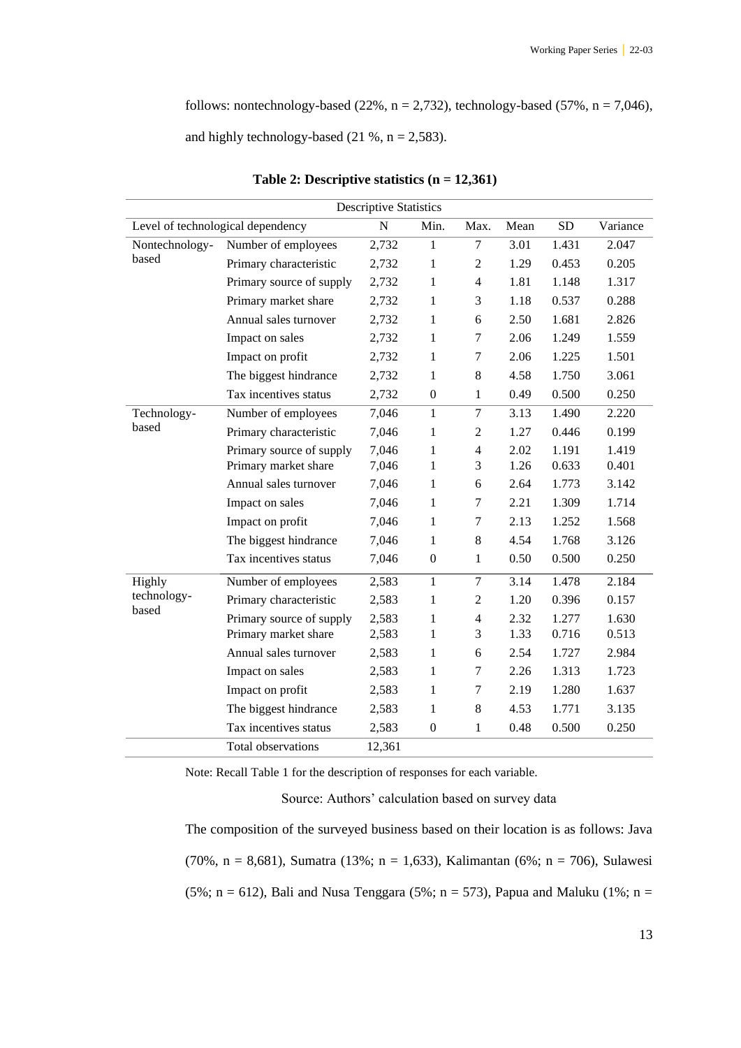follows: nontechnology-based (22%, n = 2,732), technology-based (57%, n = 7,046), and highly technology-based (21 %, n = 2,583).

**Table 2: Descriptive statistics (n = 12,361)**

| Descriptive Statistics | | | | | | | |
|---|---|---|---|---|---|---|---|
| Level of technological dependency | | N | Min. | Max. | Mean | SD | Variance |
| Nontechnology-based | Number of employees | 2,732 | 1 | 7 | 3.01 | 1.431 | 2.047 |
| | Primary characteristic | 2,732 | 1 | 2 | 1.29 | 0.453 | 0.205 |
| | Primary source of supply | 2,732 | 1 | 4 | 1.81 | 1.148 | 1.317 |
| | Primary market share | 2,732 | 1 | 3 | 1.18 | 0.537 | 0.288 |
| | Annual sales turnover | 2,732 | 1 | 6 | 2.50 | 1.681 | 2.826 |
| | Impact on sales | 2,732 | 1 | 7 | 2.06 | 1.249 | 1.559 |
| | Impact on profit | 2,732 | 1 | 7 | 2.06 | 1.225 | 1.501 |
| | The biggest hindrance | 2,732 | 1 | 8 | 4.58 | 1.750 | 3.061 |
| | Tax incentives status | 2,732 | 0 | 1 | 0.49 | 0.500 | 0.250 |
| Technology-based | Number of employees | 7,046 | 1 | 7 | 3.13 | 1.490 | 2.220 |
| | Primary characteristic | 7,046 | 1 | 2 | 1.27 | 0.446 | 0.199 |
| | Primary source of supply | 7,046 | 1 | 4 | 2.02 | 1.191 | 1.419 |
| | Primary market share | 7,046 | 1 | 3 | 1.26 | 0.633 | 0.401 |
| | Annual sales turnover | 7,046 | 1 | 6 | 2.64 | 1.773 | 3.142 |
| | Impact on sales | 7,046 | 1 | 7 | 2.21 | 1.309 | 1.714 |
| | Impact on profit | 7,046 | 1 | 7 | 2.13 | 1.252 | 1.568 |
| | The biggest hindrance | 7,046 | 1 | 8 | 4.54 | 1.768 | 3.126 |
| | Tax incentives status | 7,046 | 0 | 1 | 0.50 | 0.500 | 0.250 |
| Highly technology-based | Number of employees | 2,583 | 1 | 7 | 3.14 | 1.478 | 2.184 |
| | Primary characteristic | 2,583 | 1 | 2 | 1.20 | 0.396 | 0.157 |
| | Primary source of supply | 2,583 | 1 | 4 | 2.32 | 1.277 | 1.630 |
| | Primary market share | 2,583 | 1 | 3 | 1.33 | 0.716 | 0.513 |
| | Annual sales turnover | 2,583 | 1 | 6 | 2.54 | 1.727 | 2.984 |
| | Impact on sales | 2,583 | 1 | 7 | 2.26 | 1.313 | 1.723 |
| | Impact on profit | 2,583 | 1 | 7 | 2.19 | 1.280 | 1.637 |
| | The biggest hindrance | 2,583 | 1 | 8 | 4.53 | 1.771 | 3.135 |
| | Tax incentives status | 2,583 | 0 | 1 | 0.48 | 0.500 | 0.250 |
| | Total observations | 12,361 | | | | | |

Note: Recall Table 1 for the description of responses for each variable.

Source: Authors' calculation based on survey data

The composition of the surveyed business based on their location is as follows: Java (70%, n = 8,681), Sumatra (13%; n = 1,633), Kalimantan (6%; n = 706), Sulawesi (5%; n = 612), Bali and Nusa Tenggara (5%; n = 573), Papua and Maluku (1%; n =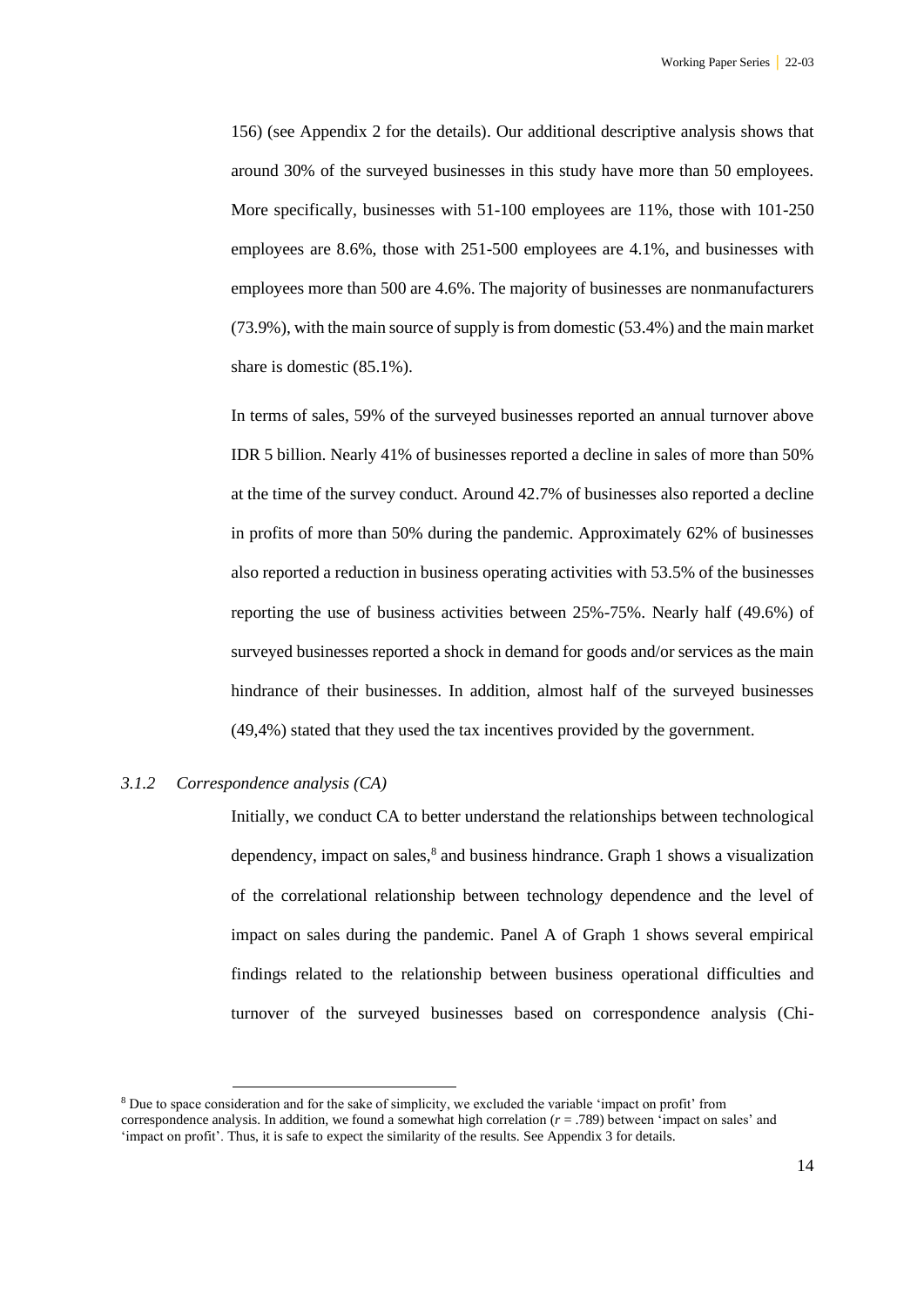156) (see Appendix 2 for the details). Our additional descriptive analysis shows that around 30% of the surveyed businesses in this study have more than 50 employees. More specifically, businesses with 51-100 employees are 11%, those with 101-250 employees are 8.6%, those with 251-500 employees are 4.1%, and businesses with employees more than 500 are 4.6%. The majority of businesses are nonmanufacturers (73.9%), with the main source of supply is from domestic (53.4%) and the main market share is domestic (85.1%).

In terms of sales, 59% of the surveyed businesses reported an annual turnover above IDR 5 billion. Nearly 41% of businesses reported a decline in sales of more than 50% at the time of the survey conduct. Around 42.7% of businesses also reported a decline in profits of more than 50% during the pandemic. Approximately 62% of businesses also reported a reduction in business operating activities with 53.5% of the businesses reporting the use of business activities between 25%-75%. Nearly half (49.6%) of surveyed businesses reported a shock in demand for goods and/or services as the main hindrance of their businesses. In addition, almost half of the surveyed businesses (49,4%) stated that they used the tax incentives provided by the government.

### *3.1.2 Correspondence analysis (CA)*

Initially, we conduct CA to better understand the relationships between technological dependency, impact on sales,[8] and business hindrance. Graph 1 shows a visualization of the correlational relationship between technology dependence and the level of impact on sales during the pandemic. Panel A of Graph 1 shows several empirical findings related to the relationship between business operational difficulties and turnover of the surveyed businesses based on correspondence analysis (Chi-

[8] Due to space consideration and for the sake of simplicity, we excluded the variable 'impact on profit' from correspondence analysis. In addition, we found a somewhat high correlation ($r = .789$) between 'impact on sales' and 'impact on profit'. Thus, it is safe to expect the similarity of the results. See Appendix 3 for details.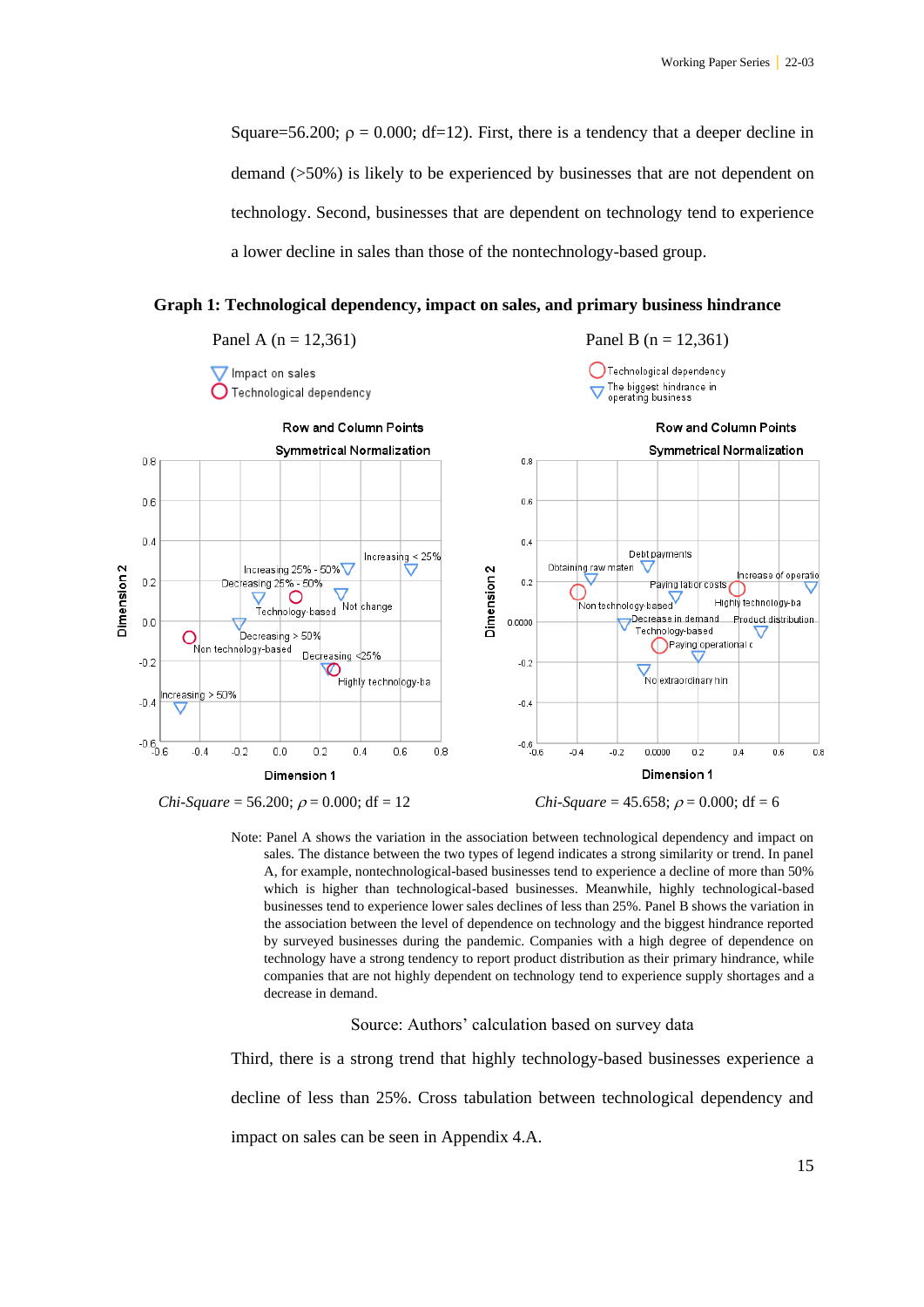Square=56.200; ρ = 0.000; df=12). First, there is a tendency that a deeper decline in demand (>50%) is likely to be experienced by businesses that are not dependent on technology. Second, businesses that are dependent on technology tend to experience a lower decline in sales than those of the nontechnology-based group.

**Graph 1: Technological dependency, impact on sales, and primary business hindrance**

Panel A (n = 12,361)

Panel B (n = 12,361)

*Chi-Square* = 56.200; $\rho$ = 0.000; df = 12

*Chi-Square* = 45.658; $\rho$ = 0.000; df = 6

Note: Panel A shows the variation in the association between technological dependency and impact on sales. The distance between the two types of legend indicates a strong similarity or trend. In panel A, for example, nontechnological-based businesses tend to experience a decline of more than 50% which is higher than technological-based businesses. Meanwhile, highly technological-based businesses tend to experience lower sales declines of less than 25%. Panel B shows the variation in the association between the level of dependence on technology and the biggest hindrance reported by surveyed businesses during the pandemic. Companies with a high degree of dependence on technology have a strong tendency to report product distribution as their primary hindrance, while companies that are not highly dependent on technology tend to experience supply shortages and a decrease in demand.

Source: Authors' calculation based on survey data

Third, there is a strong trend that highly technology-based businesses experience a decline of less than 25%. Cross tabulation between technological dependency and impact on sales can be seen in Appendix 4.A.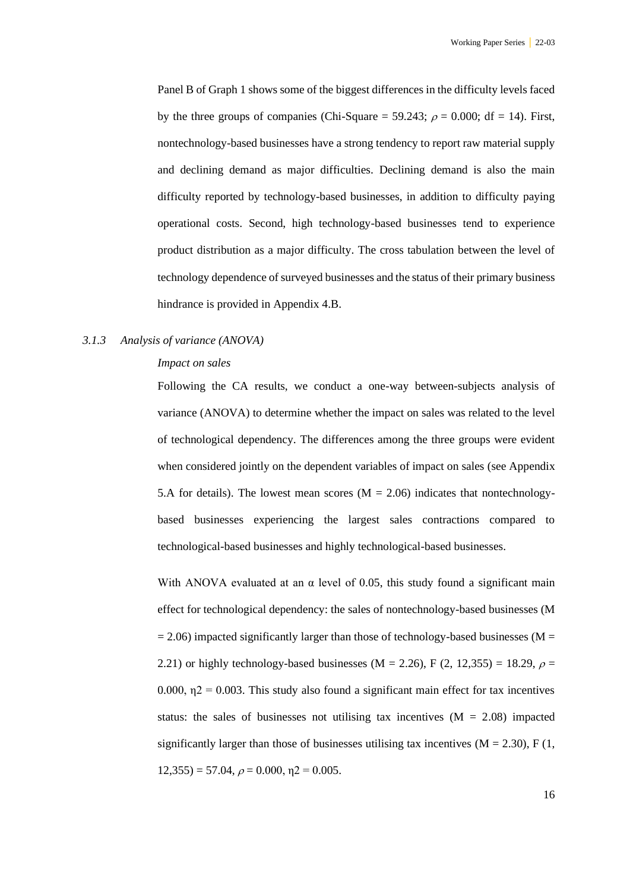Panel B of Graph 1 shows some of the biggest differences in the difficulty levels faced by the three groups of companies (Chi-Square = 59.243; $\rho$ = 0.000; df = 14). First, nontechnology-based businesses have a strong tendency to report raw material supply and declining demand as major difficulties. Declining demand is also the main difficulty reported by technology-based businesses, in addition to difficulty paying operational costs. Second, high technology-based businesses tend to experience product distribution as a major difficulty. The cross tabulation between the level of technology dependence of surveyed businesses and the status of their primary business hindrance is provided in Appendix 4.B.

### *3.1.3 Analysis of variance (ANOVA)*

*Impact on sales*

Following the CA results, we conduct a one-way between-subjects analysis of variance (ANOVA) to determine whether the impact on sales was related to the level of technological dependency. The differences among the three groups were evident when considered jointly on the dependent variables of impact on sales (see Appendix 5.A for details). The lowest mean scores (M = 2.06) indicates that nontechnology-based businesses experiencing the largest sales contractions compared to technological-based businesses and highly technological-based businesses.

With ANOVA evaluated at an $\alpha$ level of 0.05, this study found a significant main effect for technological dependency: the sales of nontechnology-based businesses (M = 2.06) impacted significantly larger than those of technology-based businesses (M = 2.21) or highly technology-based businesses (M = 2.26), F (2, 12,355) = 18.29, $\rho$ = 0.000, $\eta 2$ = 0.003. This study also found a significant main effect for tax incentives status: the sales of businesses not utilising tax incentives (M = 2.08) impacted significantly larger than those of businesses utilising tax incentives (M = 2.30), F (1, 12,355) = 57.04, $\rho$ = 0.000, $\eta 2$ = 0.005.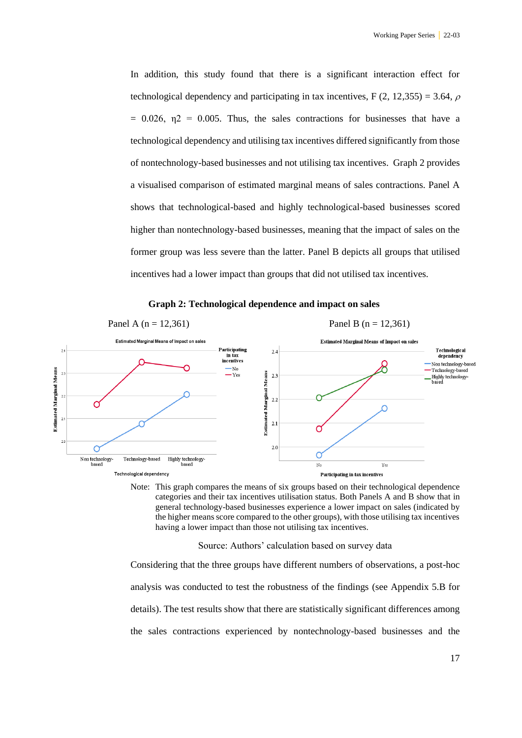In addition, this study found that there is a significant interaction effect for technological dependency and participating in tax incentives, F (2, 12,355) = 3.64, $\rho$ = 0.026, η2 = 0.005. Thus, the sales contractions for businesses that have a technological dependency and utilising tax incentives differed significantly from those of nontechnology-based businesses and not utilising tax incentives. Graph 2 provides a visualised comparison of estimated marginal means of sales contractions. Panel A shows that technological-based and highly technological-based businesses scored higher than nontechnology-based businesses, meaning that the impact of sales on the former group was less severe than the latter. Panel B depicts all groups that utilised incentives had a lower impact than groups that did not utilised tax incentives.

**Graph 2: Technological dependence and impact on sales**

Panel A (n = 12,361)

Panel B (n = 12,361)

Note: This graph compares the means of six groups based on their technological dependence categories and their tax incentives utilisation status. Both Panels A and B show that in general technology-based businesses experience a lower impact on sales (indicated by the higher means score compared to the other groups), with those utilising tax incentives having a lower impact than those not utilising tax incentives.

Source: Authors' calculation based on survey data

Considering that the three groups have different numbers of observations, a post-hoc analysis was conducted to test the robustness of the findings (see Appendix 5.B for details). The test results show that there are statistically significant differences among the sales contractions experienced by nontechnology-based businesses and the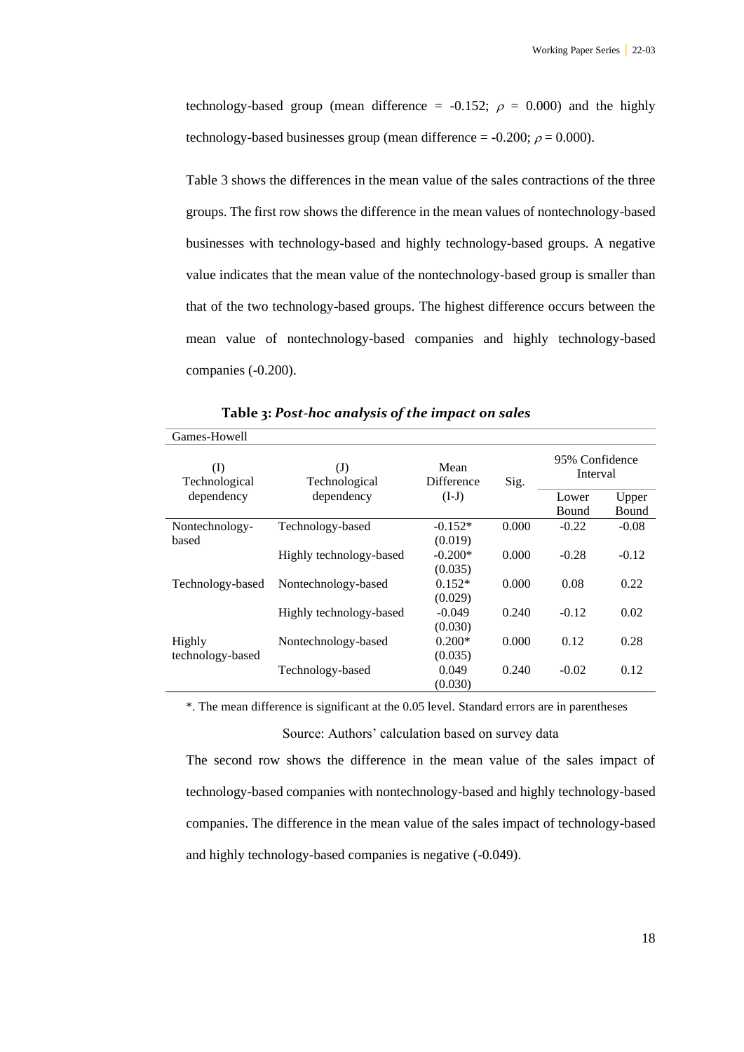technology-based group (mean difference = -0.152; $\rho$ = 0.000) and the highly technology-based businesses group (mean difference = -0.200; $\rho$ = 0.000).

Table 3 shows the differences in the mean value of the sales contractions of the three groups. The first row shows the difference in the mean values of nontechnology-based businesses with technology-based and highly technology-based groups. A negative value indicates that the mean value of the nontechnology-based group is smaller than that of the two technology-based groups. The highest difference occurs between the mean value of nontechnology-based companies and highly technology-based companies (-0.200).

**Table 3:** ***Post-hoc analysis of the impact on sales***

Games-Howell

| (I) Technological dependency | (J) Technological dependency | Mean Difference (I-J) | Sig. | 95% Confidence Interval | |
|---|---|---|---|---|---|
| | | | | Lower Bound | Upper Bound |
| Nontechnology-based | Technology-based | -0.152* (0.019) | 0.000 | -0.22 | -0.08 |
| | Highly technology-based | -0.200* (0.035) | 0.000 | -0.28 | -0.12 |
| Technology-based | Nontechnology-based | 0.152* (0.029) | 0.000 | 0.08 | 0.22 |
| | Highly technology-based | -0.049 (0.030) | 0.240 | -0.12 | 0.02 |
| Highly technology-based | Nontechnology-based | 0.200* (0.035) | 0.000 | 0.12 | 0.28 |
| | Technology-based | 0.049 (0.030) | 0.240 | -0.02 | 0.12 |

*. The mean difference is significant at the 0.05 level. Standard errors are in parentheses

Source: Authors' calculation based on survey data

The second row shows the difference in the mean value of the sales impact of technology-based companies with nontechnology-based and highly technology-based companies. The difference in the mean value of the sales impact of technology-based and highly technology-based companies is negative (-0.049).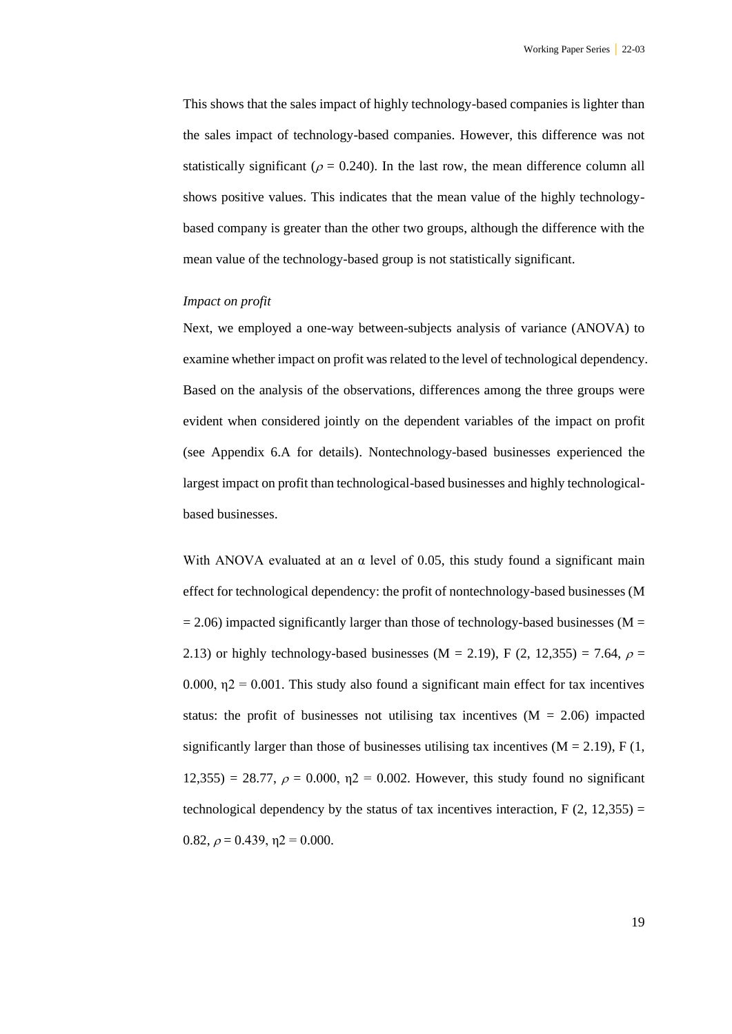This shows that the sales impact of highly technology-based companies is lighter than the sales impact of technology-based companies. However, this difference was not statistically significant ($\rho = 0.240$). In the last row, the mean difference column all shows positive values. This indicates that the mean value of the highly technology-based company is greater than the other two groups, although the difference with the mean value of the technology-based group is not statistically significant.

*Impact on profit*

Next, we employed a one-way between-subjects analysis of variance (ANOVA) to examine whether impact on profit was related to the level of technological dependency. Based on the analysis of the observations, differences among the three groups were evident when considered jointly on the dependent variables of the impact on profit (see Appendix 6.A for details). Nontechnology-based businesses experienced the largest impact on profit than technological-based businesses and highly technological-based businesses.

With ANOVA evaluated at an $\alpha$ level of 0.05, this study found a significant main effect for technological dependency: the profit of nontechnology-based businesses (M = 2.06) impacted significantly larger than those of technology-based businesses (M = 2.13) or highly technology-based businesses (M = 2.19), $F(2, 12{,}355) = 7.64$, $\rho = 0.000$, $\eta^2 = 0.001$. This study also found a significant main effect for tax incentives status: the profit of businesses not utilising tax incentives (M = 2.06) impacted significantly larger than those of businesses utilising tax incentives (M = 2.19), $F(1, 12{,}355) = 28.77$, $\rho = 0.000$, $\eta^2 = 0.002$. However, this study found no significant technological dependency by the status of tax incentives interaction, $F(2, 12{,}355) = 0.82$, $\rho = 0.439$, $\eta^2 = 0.000$.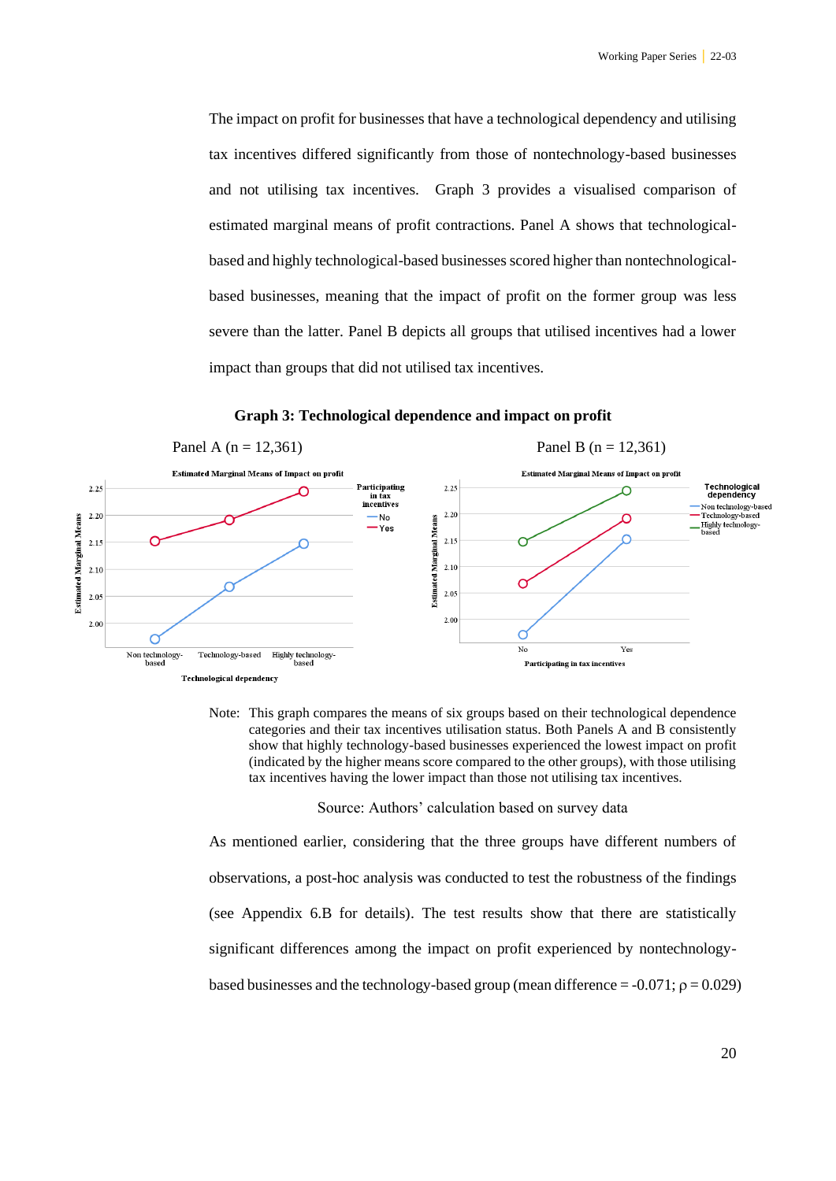The impact on profit for businesses that have a technological dependency and utilising tax incentives differed significantly from those of nontechnology-based businesses and not utilising tax incentives. Graph 3 provides a visualised comparison of estimated marginal means of profit contractions. Panel A shows that technological-based and highly technological-based businesses scored higher than nontechnological-based businesses, meaning that the impact of profit on the former group was less severe than the latter. Panel B depicts all groups that utilised incentives had a lower impact than groups that did not utilised tax incentives.

**Graph 3: Technological dependence and impact on profit**

Panel A (n = 12,361) Panel B (n = 12,361)

Note: This graph compares the means of six groups based on their technological dependence categories and their tax incentives utilisation status. Both Panels A and B consistently show that highly technology-based businesses experienced the lowest impact on profit (indicated by the higher means score compared to the other groups), with those utilising tax incentives having the lower impact than those not utilising tax incentives.

Source: Authors' calculation based on survey data

As mentioned earlier, considering that the three groups have different numbers of observations, a post-hoc analysis was conducted to test the robustness of the findings (see Appendix 6.B for details). The test results show that there are statistically significant differences among the impact on profit experienced by nontechnology-based businesses and the technology-based group (mean difference = -0.071; ρ = 0.029)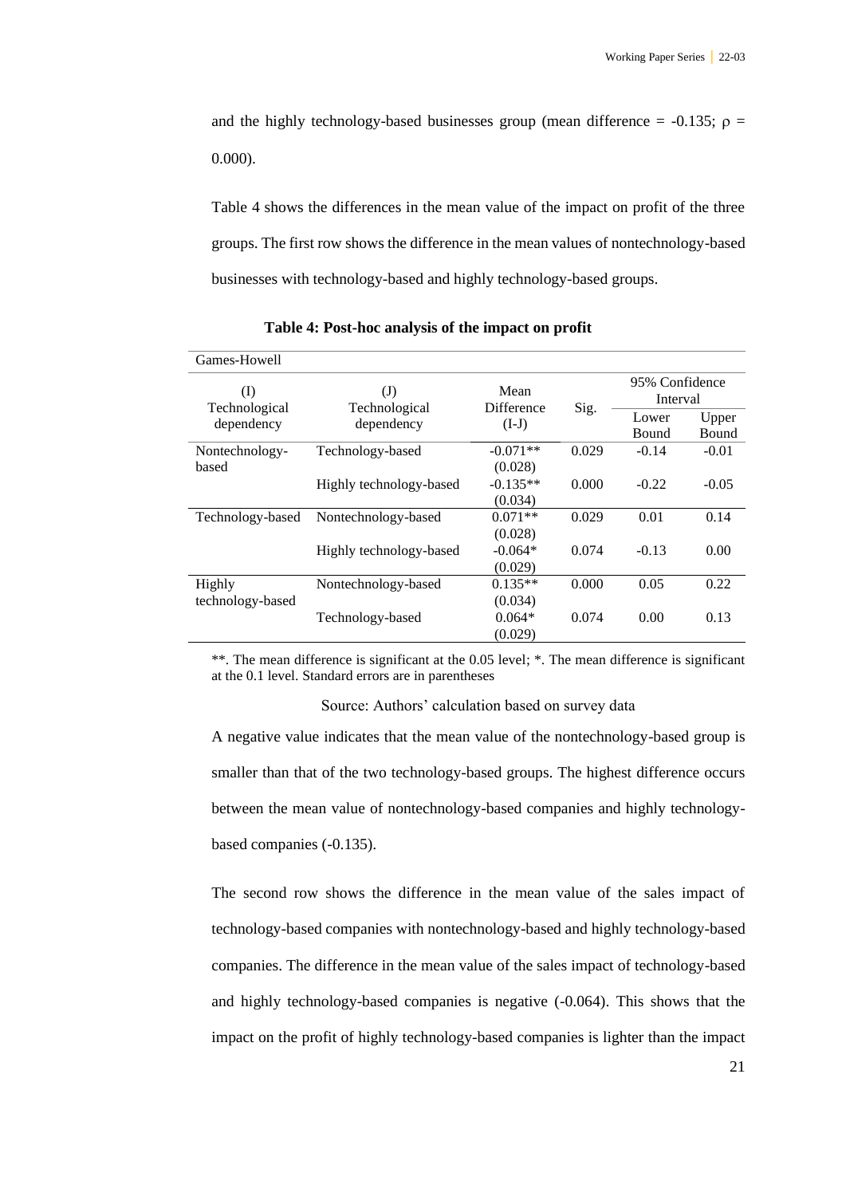and the highly technology-based businesses group (mean difference = -0.135; ρ = 0.000).

Table 4 shows the differences in the mean value of the impact on profit of the three groups. The first row shows the difference in the mean values of nontechnology-based businesses with technology-based and highly technology-based groups.

**Table 4: Post-hoc analysis of the impact on profit**

| Games-Howell | | | | | |
|---|---|---|---|---|---|
| (I) Technological dependency | (J) Technological dependency | Mean Difference (I-J) | Sig. | 95% Confidence Interval | |
| | | | | Lower Bound | Upper Bound |
| Nontechnology-based | Technology-based | -0.071** (0.028) | 0.029 | -0.14 | -0.01 |
| | Highly technology-based | -0.135** (0.034) | 0.000 | -0.22 | -0.05 |
| Technology-based | Nontechnology-based | 0.071** (0.028) | 0.029 | 0.01 | 0.14 |
| | Highly technology-based | -0.064* (0.029) | 0.074 | -0.13 | 0.00 |
| Highly technology-based | Nontechnology-based | 0.135** (0.034) | 0.000 | 0.05 | 0.22 |
| | Technology-based | 0.064* (0.029) | 0.074 | 0.00 | 0.13 |

**. The mean difference is significant at the 0.05 level; *. The mean difference is significant at the 0.1 level. Standard errors are in parentheses

Source: Authors' calculation based on survey data

A negative value indicates that the mean value of the nontechnology-based group is smaller than that of the two technology-based groups. The highest difference occurs between the mean value of nontechnology-based companies and highly technology-based companies (-0.135).

The second row shows the difference in the mean value of the sales impact of technology-based companies with nontechnology-based and highly technology-based companies. The difference in the mean value of the sales impact of technology-based and highly technology-based companies is negative (-0.064). This shows that the impact on the profit of highly technology-based companies is lighter than the impact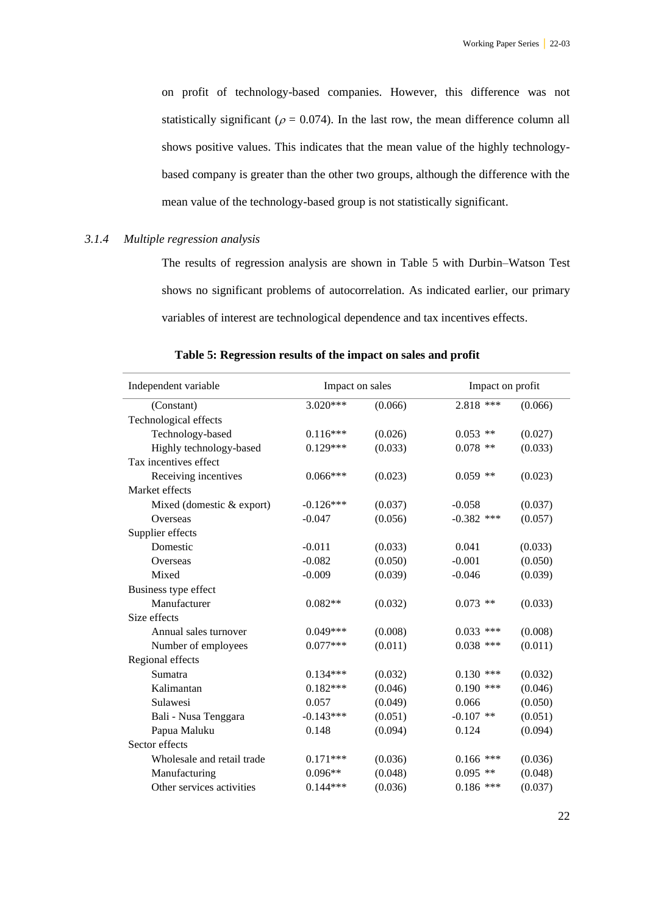on profit of technology-based companies. However, this difference was not statistically significant ($\rho = 0.074$). In the last row, the mean difference column all shows positive values. This indicates that the mean value of the highly technology-based company is greater than the other two groups, although the difference with the mean value of the technology-based group is not statistically significant.

### *3.1.4 Multiple regression analysis*

The results of regression analysis are shown in Table 5 with Durbin–Watson Test shows no significant problems of autocorrelation. As indicated earlier, our primary variables of interest are technological dependence and tax incentives effects.

**Table 5: Regression results of the impact on sales and profit**

| Independent variable | Impact on sales | | Impact on profit | |
|---|---|---|---|---|
| (Constant) | 3.020*** | (0.066) | 2.818 *** | (0.066) |
| Technological effects | | | | |
| Technology-based | 0.116*** | (0.026) | 0.053 ** | (0.027) |
| Highly technology-based | 0.129*** | (0.033) | 0.078 ** | (0.033) |
| Tax incentives effect | | | | |
| Receiving incentives | 0.066*** | (0.023) | 0.059 ** | (0.023) |
| Market effects | | | | |
| Mixed (domestic & export) | -0.126*** | (0.037) | -0.058 | (0.037) |
| Overseas | -0.047 | (0.056) | -0.382 *** | (0.057) |
| Supplier effects | | | | |
| Domestic | -0.011 | (0.033) | 0.041 | (0.033) |
| Overseas | -0.082 | (0.050) | -0.001 | (0.050) |
| Mixed | -0.009 | (0.039) | -0.046 | (0.039) |
| Business type effect | | | | |
| Manufacturer | 0.082** | (0.032) | 0.073 ** | (0.033) |
| Size effects | | | | |
| Annual sales turnover | 0.049*** | (0.008) | 0.033 *** | (0.008) |
| Number of employees | 0.077*** | (0.011) | 0.038 *** | (0.011) |
| Regional effects | | | | |
| Sumatra | 0.134*** | (0.032) | 0.130 *** | (0.032) |
| Kalimantan | 0.182*** | (0.046) | 0.190 *** | (0.046) |
| Sulawesi | 0.057 | (0.049) | 0.066 | (0.050) |
| Bali - Nusa Tenggara | -0.143*** | (0.051) | -0.107 ** | (0.051) |
| Papua Maluku | 0.148 | (0.094) | 0.124 | (0.094) |
| Sector effects | | | | |
| Wholesale and retail trade | 0.171*** | (0.036) | 0.166 *** | (0.036) |
| Manufacturing | 0.096** | (0.048) | 0.095 ** | (0.048) |
| Other services activities | 0.144*** | (0.036) | 0.186 *** | (0.037) |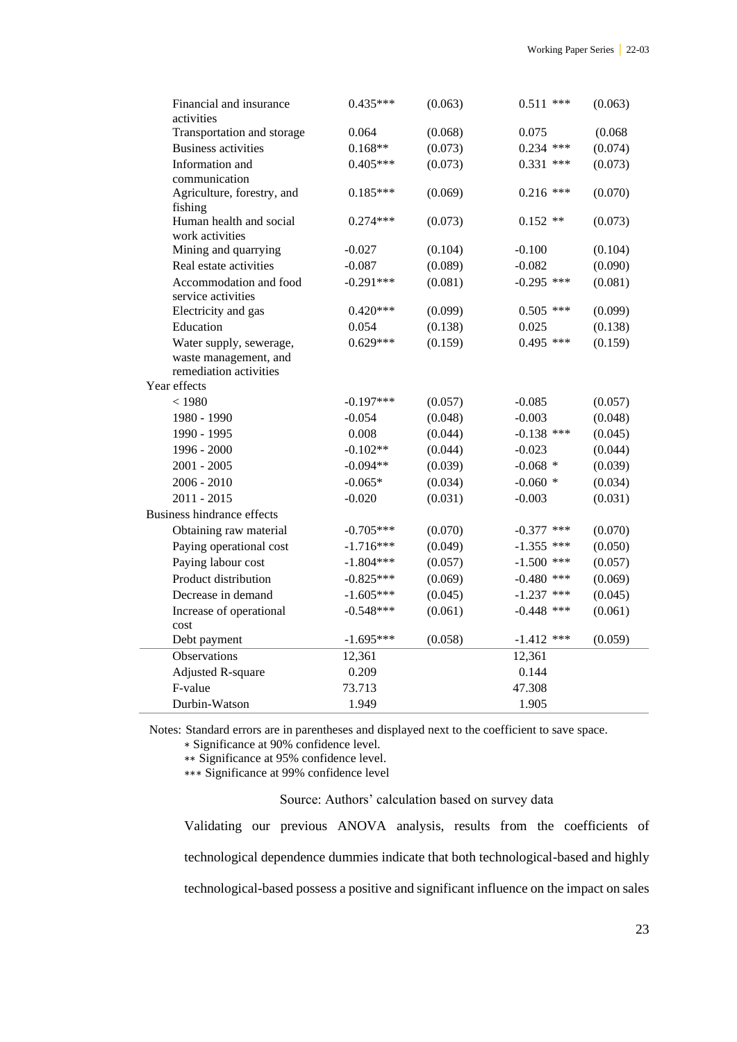| | | | | |
|---|---|---|---|---|
| Financial and insurance activities | 0.435*** | (0.063) | 0.511 *** | (0.063) |
| Transportation and storage | 0.064 | (0.068) | 0.075 | (0.068 |
| Business activities | 0.168** | (0.073) | 0.234 *** | (0.074) |
| Information and communication | 0.405*** | (0.073) | 0.331 *** | (0.073) |
| Agriculture, forestry, and fishing | 0.185*** | (0.069) | 0.216 *** | (0.070) |
| Human health and social work activities | 0.274*** | (0.073) | 0.152 ** | (0.073) |
| Mining and quarrying | -0.027 | (0.104) | -0.100 | (0.104) |
| Real estate activities | -0.087 | (0.089) | -0.082 | (0.090) |
| Accommodation and food service activities | -0.291*** | (0.081) | -0.295 *** | (0.081) |
| Electricity and gas | 0.420*** | (0.099) | 0.505 *** | (0.099) |
| Education | 0.054 | (0.138) | 0.025 | (0.138) |
| Water supply, sewerage, waste management, and remediation activities | 0.629*** | (0.159) | 0.495 *** | (0.159) |
| Year effects | | | | |
| < 1980 | -0.197*** | (0.057) | -0.085 | (0.057) |
| 1980 - 1990 | -0.054 | (0.048) | -0.003 | (0.048) |
| 1990 - 1995 | 0.008 | (0.044) | -0.138 *** | (0.045) |
| 1996 - 2000 | -0.102** | (0.044) | -0.023 | (0.044) |
| 2001 - 2005 | -0.094** | (0.039) | -0.068 * | (0.039) |
| 2006 - 2010 | -0.065* | (0.034) | -0.060 * | (0.034) |
| 2011 - 2015 | -0.020 | (0.031) | -0.003 | (0.031) |
| Business hindrance effects | | | | |
| Obtaining raw material | -0.705*** | (0.070) | -0.377 *** | (0.070) |
| Paying operational cost | -1.716*** | (0.049) | -1.355 *** | (0.050) |
| Paying labour cost | -1.804*** | (0.057) | -1.500 *** | (0.057) |
| Product distribution | -0.825*** | (0.069) | -0.480 *** | (0.069) |
| Decrease in demand | -1.605*** | (0.045) | -1.237 *** | (0.045) |
| Increase of operational cost | -0.548*** | (0.061) | -0.448 *** | (0.061) |
| Debt payment | -1.695*** | (0.058) | -1.412 *** | (0.059) |
| Observations | 12,361 | | 12,361 | |
| Adjusted R-square | 0.209 | | 0.144 | |
| F-value | 73.713 | | 47.308 | |
| Durbin-Watson | 1.949 | | 1.905 | |

Notes: Standard errors are in parentheses and displayed next to the coefficient to save space.
\* Significance at 90% confidence level.
\*\* Significance at 95% confidence level.
\*\*\* Significance at 99% confidence level

Source: Authors' calculation based on survey data

Validating our previous ANOVA analysis, results from the coefficients of technological dependence dummies indicate that both technological-based and highly technological-based possess a positive and significant influence on the impact on sales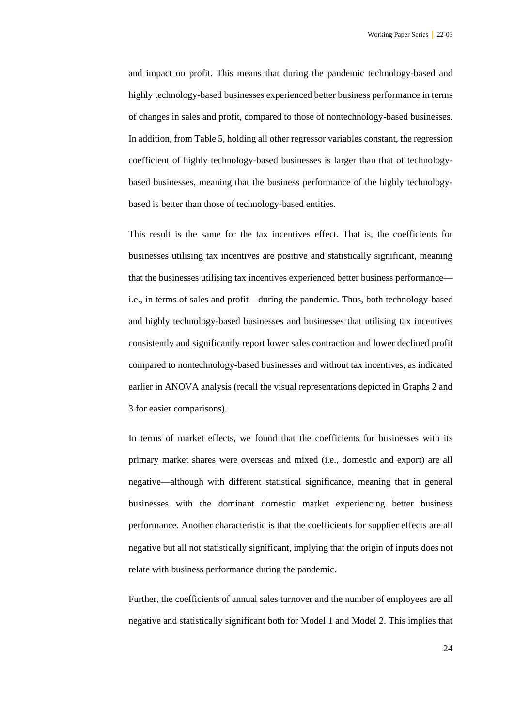and impact on profit. This means that during the pandemic technology-based and highly technology-based businesses experienced better business performance in terms of changes in sales and profit, compared to those of nontechnology-based businesses. In addition, from Table 5, holding all other regressor variables constant, the regression coefficient of highly technology-based businesses is larger than that of technology-based businesses, meaning that the business performance of the highly technology-based is better than those of technology-based entities.

This result is the same for the tax incentives effect. That is, the coefficients for businesses utilising tax incentives are positive and statistically significant, meaning that the businesses utilising tax incentives experienced better business performance—i.e., in terms of sales and profit—during the pandemic. Thus, both technology-based and highly technology-based businesses and businesses that utilising tax incentives consistently and significantly report lower sales contraction and lower declined profit compared to nontechnology-based businesses and without tax incentives, as indicated earlier in ANOVA analysis (recall the visual representations depicted in Graphs 2 and 3 for easier comparisons).

In terms of market effects, we found that the coefficients for businesses with its primary market shares were overseas and mixed (i.e., domestic and export) are all negative—although with different statistical significance, meaning that in general businesses with the dominant domestic market experiencing better business performance. Another characteristic is that the coefficients for supplier effects are all negative but all not statistically significant, implying that the origin of inputs does not relate with business performance during the pandemic.

Further, the coefficients of annual sales turnover and the number of employees are all negative and statistically significant both for Model 1 and Model 2. This implies that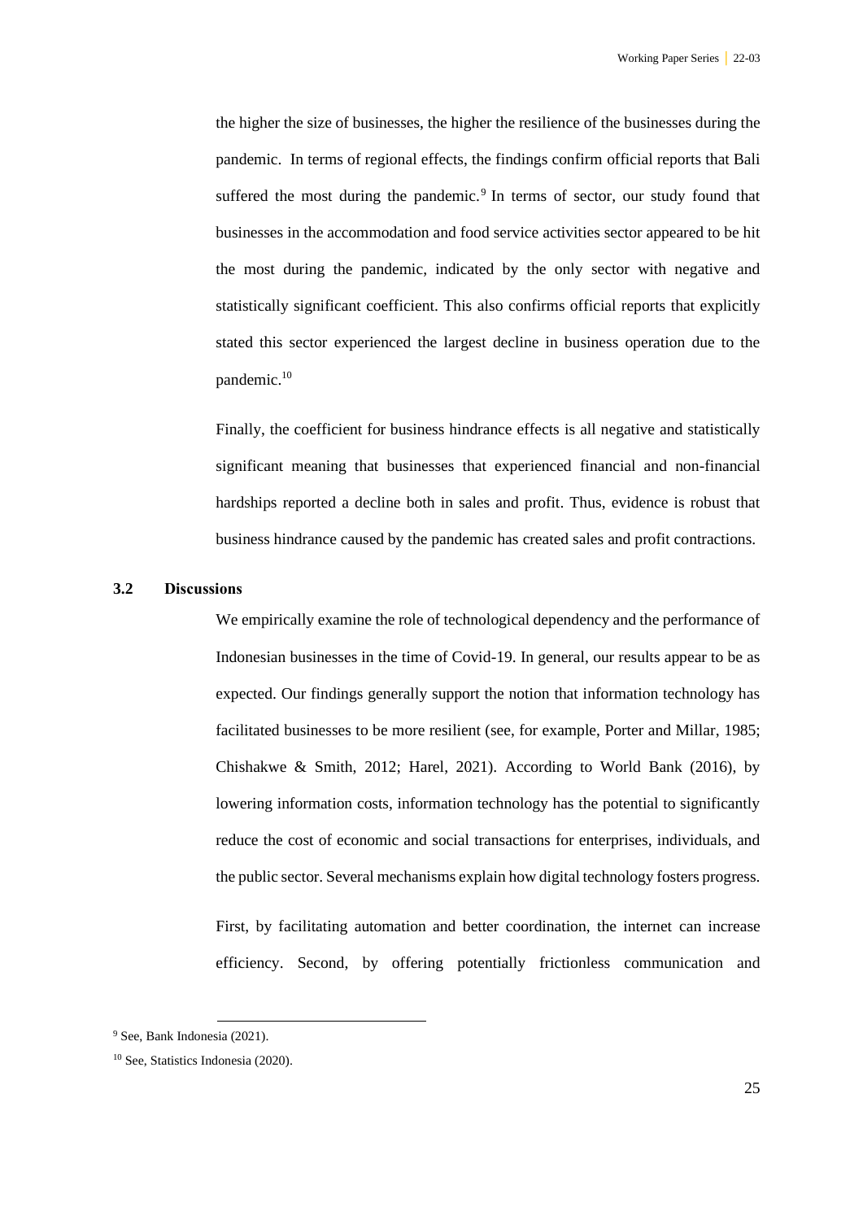the higher the size of businesses, the higher the resilience of the businesses during the pandemic. In terms of regional effects, the findings confirm official reports that Bali suffered the most during the pandemic.[9] In terms of sector, our study found that businesses in the accommodation and food service activities sector appeared to be hit the most during the pandemic, indicated by the only sector with negative and statistically significant coefficient. This also confirms official reports that explicitly stated this sector experienced the largest decline in business operation due to the pandemic.[10]

Finally, the coefficient for business hindrance effects is all negative and statistically significant meaning that businesses that experienced financial and non-financial hardships reported a decline both in sales and profit. Thus, evidence is robust that business hindrance caused by the pandemic has created sales and profit contractions.

### 3.2 Discussions

We empirically examine the role of technological dependency and the performance of Indonesian businesses in the time of Covid-19. In general, our results appear to be as expected. Our findings generally support the notion that information technology has facilitated businesses to be more resilient (see, for example, Porter and Millar, 1985; Chishakwe & Smith, 2012; Harel, 2021). According to World Bank (2016), by lowering information costs, information technology has the potential to significantly reduce the cost of economic and social transactions for enterprises, individuals, and the public sector. Several mechanisms explain how digital technology fosters progress.

First, by facilitating automation and better coordination, the internet can increase efficiency. Second, by offering potentially frictionless communication and

[9] See, Bank Indonesia (2021).

[10] See, Statistics Indonesia (2020).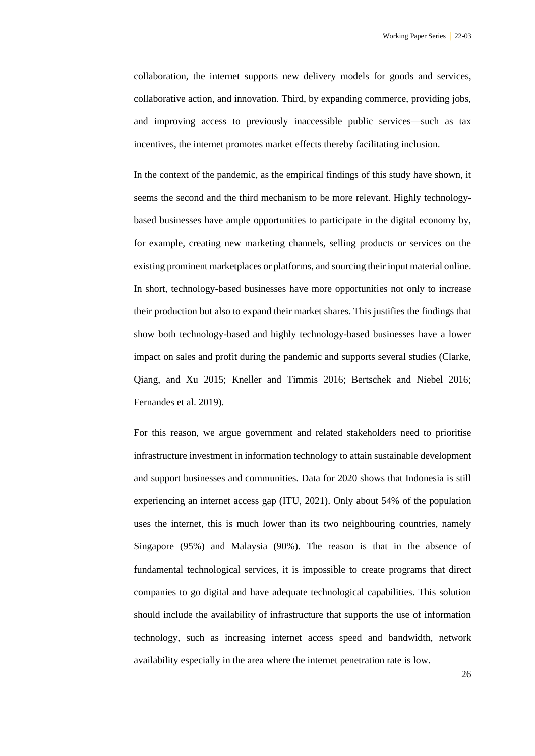collaboration, the internet supports new delivery models for goods and services, collaborative action, and innovation. Third, by expanding commerce, providing jobs, and improving access to previously inaccessible public services—such as tax incentives, the internet promotes market effects thereby facilitating inclusion.

In the context of the pandemic, as the empirical findings of this study have shown, it seems the second and the third mechanism to be more relevant. Highly technology-based businesses have ample opportunities to participate in the digital economy by, for example, creating new marketing channels, selling products or services on the existing prominent marketplaces or platforms, and sourcing their input material online. In short, technology-based businesses have more opportunities not only to increase their production but also to expand their market shares. This justifies the findings that show both technology-based and highly technology-based businesses have a lower impact on sales and profit during the pandemic and supports several studies (Clarke, Qiang, and Xu 2015; Kneller and Timmis 2016; Bertschek and Niebel 2016; Fernandes et al. 2019).

For this reason, we argue government and related stakeholders need to prioritise infrastructure investment in information technology to attain sustainable development and support businesses and communities. Data for 2020 shows that Indonesia is still experiencing an internet access gap (ITU, 2021). Only about 54% of the population uses the internet, this is much lower than its two neighbouring countries, namely Singapore (95%) and Malaysia (90%). The reason is that in the absence of fundamental technological services, it is impossible to create programs that direct companies to go digital and have adequate technological capabilities. This solution should include the availability of infrastructure that supports the use of information technology, such as increasing internet access speed and bandwidth, network availability especially in the area where the internet penetration rate is low.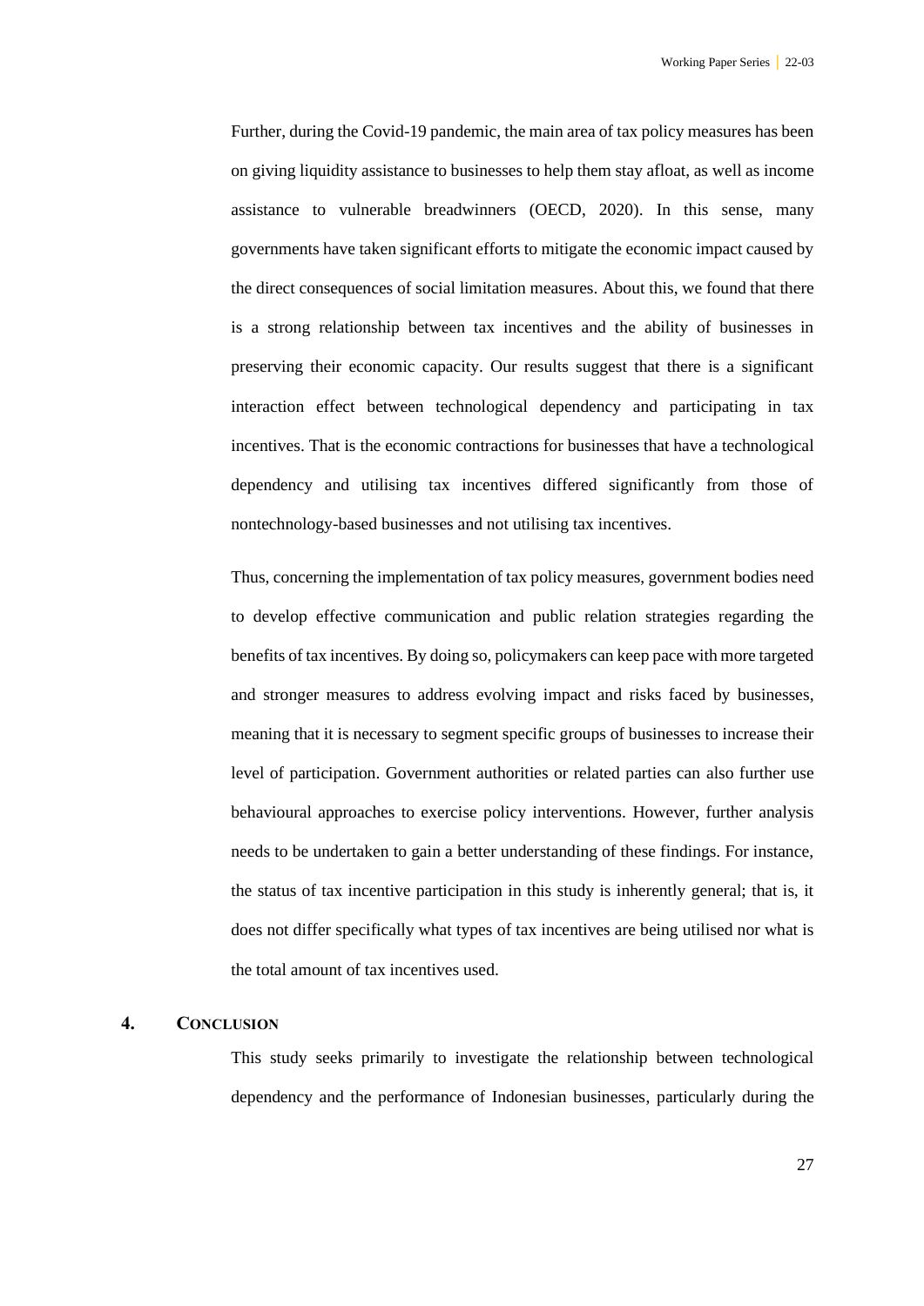Further, during the Covid-19 pandemic, the main area of tax policy measures has been on giving liquidity assistance to businesses to help them stay afloat, as well as income assistance to vulnerable breadwinners (OECD, 2020). In this sense, many governments have taken significant efforts to mitigate the economic impact caused by the direct consequences of social limitation measures. About this, we found that there is a strong relationship between tax incentives and the ability of businesses in preserving their economic capacity. Our results suggest that there is a significant interaction effect between technological dependency and participating in tax incentives. That is the economic contractions for businesses that have a technological dependency and utilising tax incentives differed significantly from those of nontechnology-based businesses and not utilising tax incentives.

Thus, concerning the implementation of tax policy measures, government bodies need to develop effective communication and public relation strategies regarding the benefits of tax incentives. By doing so, policymakers can keep pace with more targeted and stronger measures to address evolving impact and risks faced by businesses, meaning that it is necessary to segment specific groups of businesses to increase their level of participation. Government authorities or related parties can also further use behavioural approaches to exercise policy interventions. However, further analysis needs to be undertaken to gain a better understanding of these findings. For instance, the status of tax incentive participation in this study is inherently general; that is, it does not differ specifically what types of tax incentives are being utilised nor what is the total amount of tax incentives used.

## 4. Conclusion

This study seeks primarily to investigate the relationship between technological dependency and the performance of Indonesian businesses, particularly during the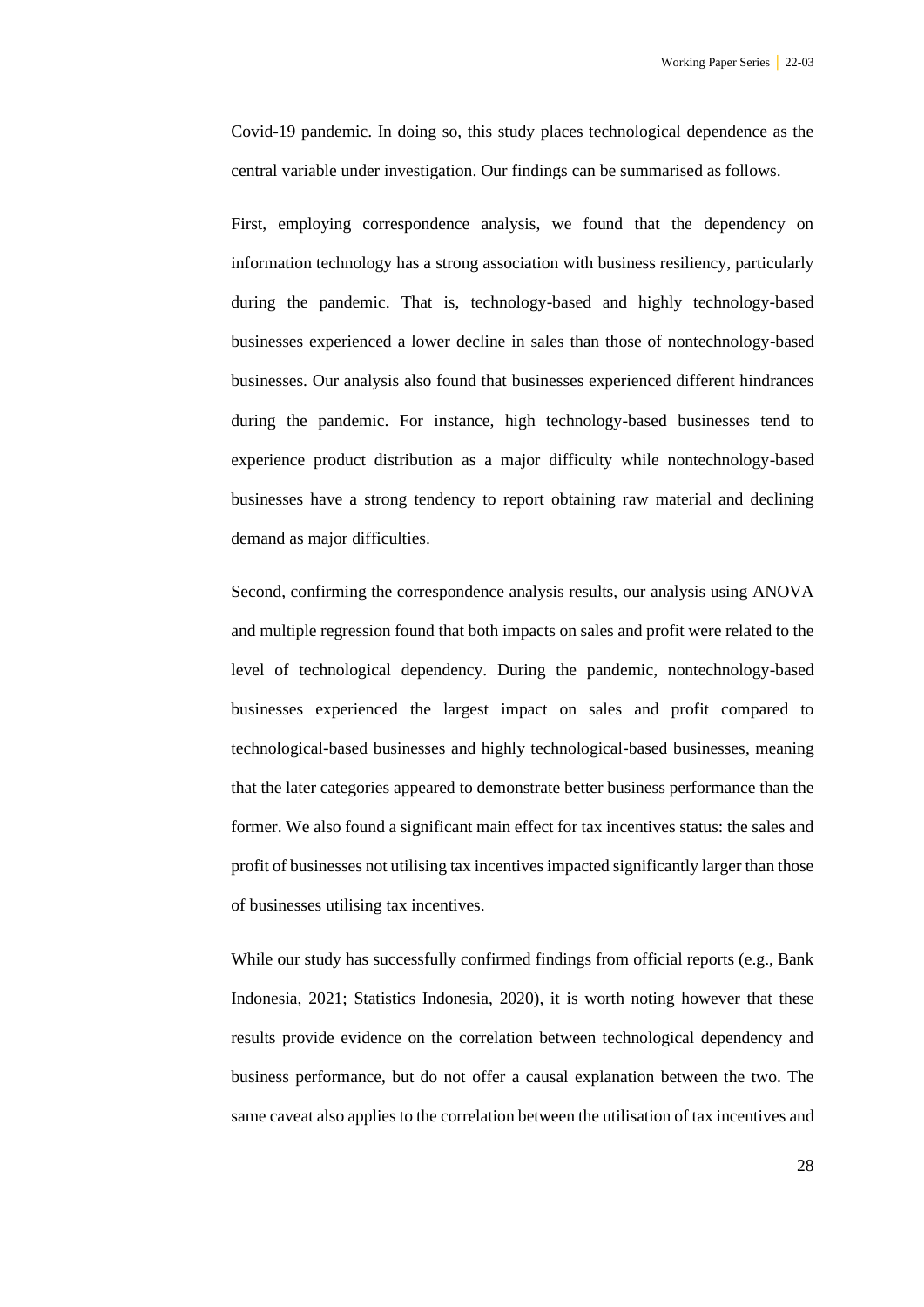Covid-19 pandemic. In doing so, this study places technological dependence as the central variable under investigation. Our findings can be summarised as follows.

First, employing correspondence analysis, we found that the dependency on information technology has a strong association with business resiliency, particularly during the pandemic. That is, technology-based and highly technology-based businesses experienced a lower decline in sales than those of nontechnology-based businesses. Our analysis also found that businesses experienced different hindrances during the pandemic. For instance, high technology-based businesses tend to experience product distribution as a major difficulty while nontechnology-based businesses have a strong tendency to report obtaining raw material and declining demand as major difficulties.

Second, confirming the correspondence analysis results, our analysis using ANOVA and multiple regression found that both impacts on sales and profit were related to the level of technological dependency. During the pandemic, nontechnology-based businesses experienced the largest impact on sales and profit compared to technological-based businesses and highly technological-based businesses, meaning that the later categories appeared to demonstrate better business performance than the former. We also found a significant main effect for tax incentives status: the sales and profit of businesses not utilising tax incentives impacted significantly larger than those of businesses utilising tax incentives.

While our study has successfully confirmed findings from official reports (e.g., Bank Indonesia, 2021; Statistics Indonesia, 2020), it is worth noting however that these results provide evidence on the correlation between technological dependency and business performance, but do not offer a causal explanation between the two. The same caveat also applies to the correlation between the utilisation of tax incentives and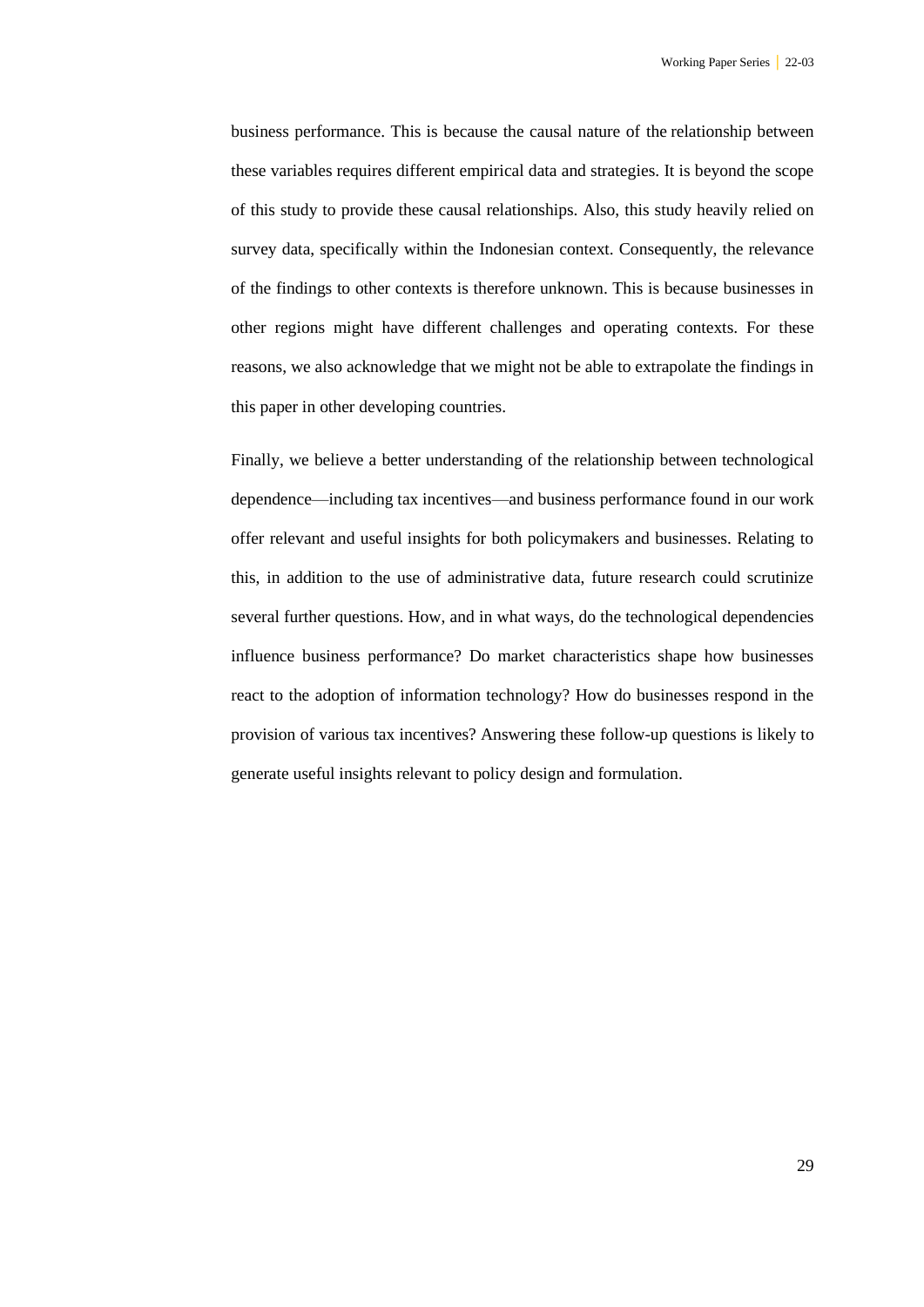business performance. This is because the causal nature of the relationship between these variables requires different empirical data and strategies. It is beyond the scope of this study to provide these causal relationships. Also, this study heavily relied on survey data, specifically within the Indonesian context. Consequently, the relevance of the findings to other contexts is therefore unknown. This is because businesses in other regions might have different challenges and operating contexts. For these reasons, we also acknowledge that we might not be able to extrapolate the findings in this paper in other developing countries.

Finally, we believe a better understanding of the relationship between technological dependence—including tax incentives—and business performance found in our work offer relevant and useful insights for both policymakers and businesses. Relating to this, in addition to the use of administrative data, future research could scrutinize several further questions. How, and in what ways, do the technological dependencies influence business performance? Do market characteristics shape how businesses react to the adoption of information technology? How do businesses respond in the provision of various tax incentives? Answering these follow-up questions is likely to generate useful insights relevant to policy design and formulation.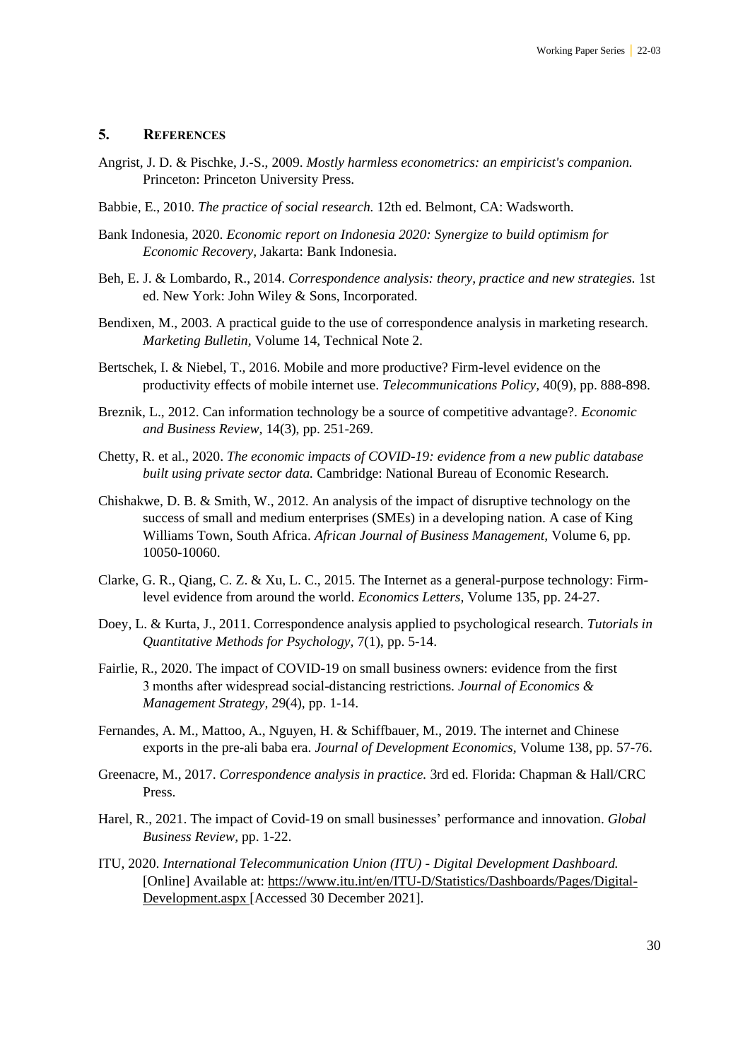## 5. References

Angrist, J. D. & Pischke, J.-S., 2009. *Mostly harmless econometrics: an empiricist's companion.* Princeton: Princeton University Press.

Babbie, E., 2010. *The practice of social research.* 12th ed. Belmont, CA: Wadsworth.

Bank Indonesia, 2020. *Economic report on Indonesia 2020: Synergize to build optimism for Economic Recovery,* Jakarta: Bank Indonesia.

Beh, E. J. & Lombardo, R., 2014. *Correspondence analysis: theory, practice and new strategies.* 1st ed. New York: John Wiley & Sons, Incorporated.

Bendixen, M., 2003. A practical guide to the use of correspondence analysis in marketing research. *Marketing Bulletin,* Volume 14, Technical Note 2.

Bertschek, I. & Niebel, T., 2016. Mobile and more productive? Firm-level evidence on the productivity effects of mobile internet use. *Telecommunications Policy,* 40(9), pp. 888-898.

Breznik, L., 2012. Can information technology be a source of competitive advantage?. *Economic and Business Review,* 14(3), pp. 251-269.

Chetty, R. et al., 2020. *The economic impacts of COVID-19: evidence from a new public database built using private sector data.* Cambridge: National Bureau of Economic Research.

Chishakwe, D. B. & Smith, W., 2012. An analysis of the impact of disruptive technology on the success of small and medium enterprises (SMEs) in a developing nation. A case of King Williams Town, South Africa. *African Journal of Business Management,* Volume 6, pp. 10050-10060.

Clarke, G. R., Qiang, C. Z. & Xu, L. C., 2015. The Internet as a general-purpose technology: Firm-level evidence from around the world. *Economics Letters,* Volume 135, pp. 24-27.

Doey, L. & Kurta, J., 2011. Correspondence analysis applied to psychological research. *Tutorials in Quantitative Methods for Psychology,* 7(1), pp. 5-14.

Fairlie, R., 2020. The impact of COVID-19 on small business owners: evidence from the first 3 months after widespread social-distancing restrictions. *Journal of Economics & Management Strategy,* 29(4), pp. 1-14.

Fernandes, A. M., Mattoo, A., Nguyen, H. & Schiffbauer, M., 2019. The internet and Chinese exports in the pre-ali baba era. *Journal of Development Economics,* Volume 138, pp. 57-76.

Greenacre, M., 2017. *Correspondence analysis in practice.* 3rd ed. Florida: Chapman & Hall/CRC Press.

Harel, R., 2021. The impact of Covid-19 on small businesses' performance and innovation. *Global Business Review,* pp. 1-22.

ITU, 2020. *International Telecommunication Union (ITU) - Digital Development Dashboard.* [Online] Available at: https://www.itu.int/en/ITU-D/Statistics/Dashboards/Pages/Digital-Development.aspx [Accessed 30 December 2021].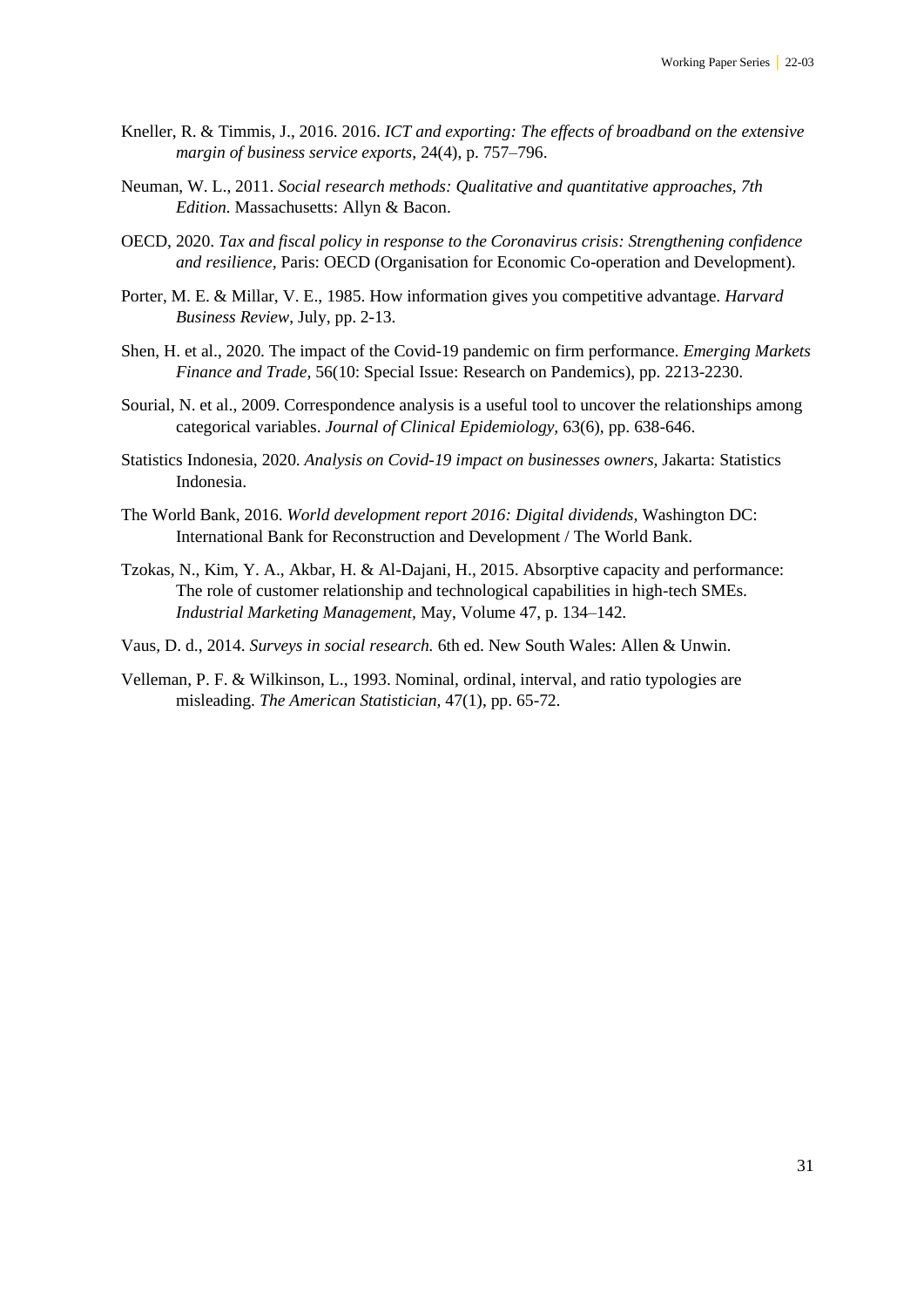Kneller, R. & Timmis, J., 2016. 2016. *ICT and exporting: The effects of broadband on the extensive margin of business service exports,* 24(4), p. 757–796.

Neuman, W. L., 2011. *Social research methods: Qualitative and quantitative approaches, 7th Edition.* Massachusetts: Allyn & Bacon.

OECD, 2020. *Tax and fiscal policy in response to the Coronavirus crisis: Strengthening confidence and resilience,* Paris: OECD (Organisation for Economic Co-operation and Development).

Porter, M. E. & Millar, V. E., 1985. How information gives you competitive advantage. *Harvard Business Review,* July, pp. 2-13.

Shen, H. et al., 2020. The impact of the Covid-19 pandemic on firm performance. *Emerging Markets Finance and Trade,* 56(10: Special Issue: Research on Pandemics), pp. 2213-2230.

Sourial, N. et al., 2009. Correspondence analysis is a useful tool to uncover the relationships among categorical variables. *Journal of Clinical Epidemiology,* 63(6), pp. 638-646.

Statistics Indonesia, 2020. *Analysis on Covid-19 impact on businesses owners,* Jakarta: Statistics Indonesia.

The World Bank, 2016. *World development report 2016: Digital dividends,* Washington DC: International Bank for Reconstruction and Development / The World Bank.

Tzokas, N., Kim, Y. A., Akbar, H. & Al-Dajani, H., 2015. Absorptive capacity and performance: The role of customer relationship and technological capabilities in high-tech SMEs. *Industrial Marketing Management,* May, Volume 47, p. 134–142.

Vaus, D. d., 2014. *Surveys in social research.* 6th ed. New South Wales: Allen & Unwin.

Velleman, P. F. & Wilkinson, L., 1993. Nominal, ordinal, interval, and ratio typologies are misleading. *The American Statistician,* 47(1), pp. 65-72.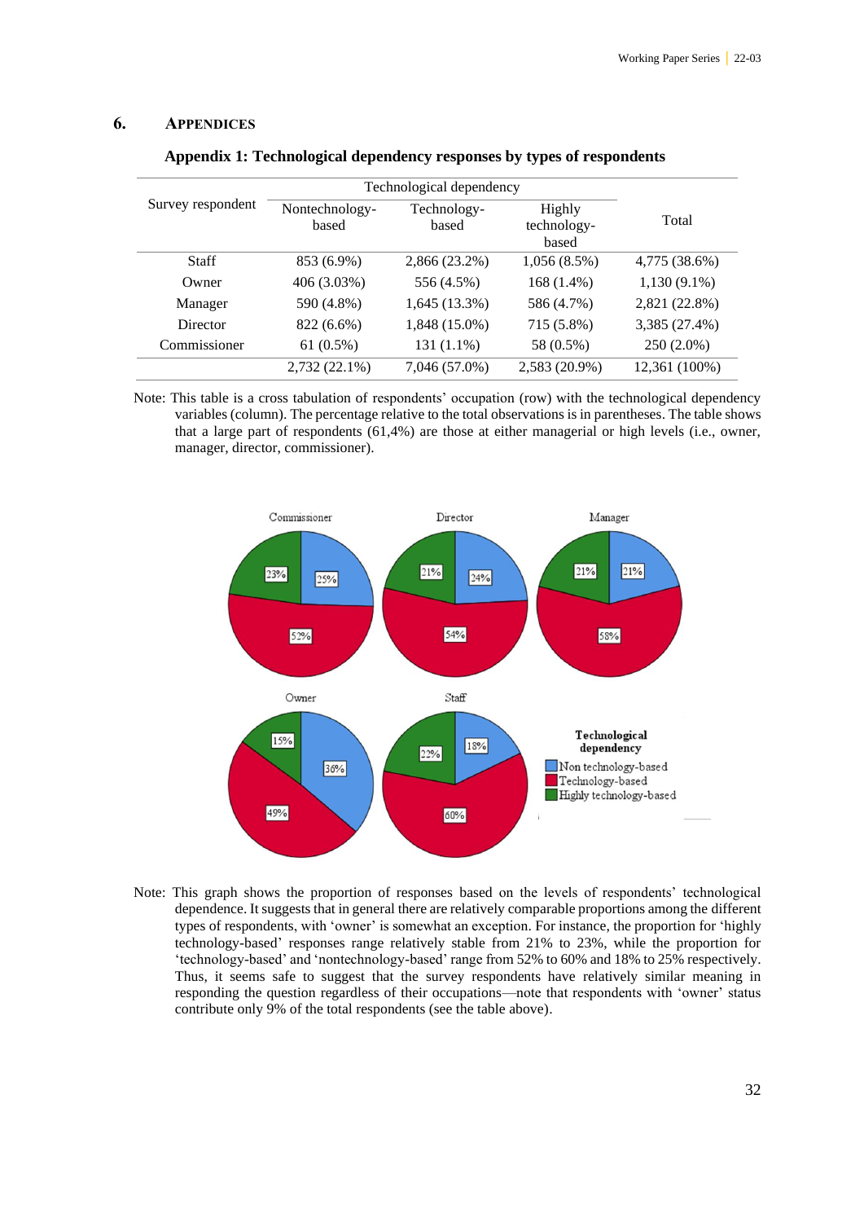## 6. Appendices

**Appendix 1: Technological dependency responses by types of respondents**

| Survey respondent | Technological dependency | | | Total |
|---|---|---|---|---|
| | Nontechnology-based | Technology-based | Highly technology-based | |
| Staff | 853 (6.9%) | 2,866 (23.2%) | 1,056 (8.5%) | 4,775 (38.6%) |
| Owner | 406 (3.03%) | 556 (4.5%) | 168 (1.4%) | 1,130 (9.1%) |
| Manager | 590 (4.8%) | 1,645 (13.3%) | 586 (4.7%) | 2,821 (22.8%) |
| Director | 822 (6.6%) | 1,848 (15.0%) | 715 (5.8%) | 3,385 (27.4%) |
| Commissioner | 61 (0.5%) | 131 (1.1%) | 58 (0.5%) | 250 (2.0%) |
| | 2,732 (22.1%) | 7,046 (57.0%) | 2,583 (20.9%) | 12,361 (100%) |

Note: This table is a cross tabulation of respondents' occupation (row) with the technological dependency variables (column). The percentage relative to the total observations is in parentheses. The table shows that a large part of respondents (61,4%) are those at either managerial or high levels (i.e., owner, manager, director, commissioner).

Note: This graph shows the proportion of responses based on the levels of respondents' technological dependence. It suggests that in general there are relatively comparable proportions among the different types of respondents, with 'owner' is somewhat an exception. For instance, the proportion for 'highly technology-based' responses range relatively stable from 21% to 23%, while the proportion for 'technology-based' and 'nontechnology-based' range from 52% to 60% and 18% to 25% respectively. Thus, it seems safe to suggest that the survey respondents have relatively similar meaning in responding the question regardless of their occupations—note that respondents with 'owner' status contribute only 9% of the total respondents (see the table above).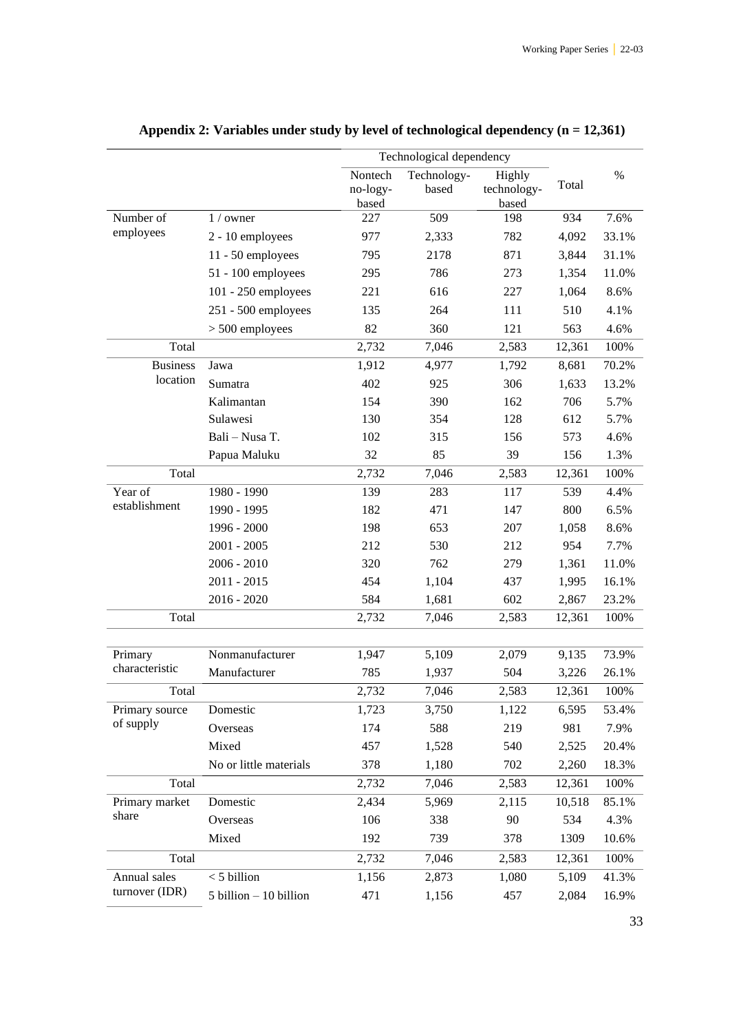**Appendix 2: Variables under study by level of technological dependency (n = 12,361)**

| | | Technological dependency | | | Total | % |
|---|---|---|---|---|---|---|
| | | Nontech no-logy-based | Technology-based | Highly technology-based | | |
| Number of employees | 1 / owner | 227 | 509 | 198 | 934 | 7.6% |
| | 2 - 10 employees | 977 | 2,333 | 782 | 4,092 | 33.1% |
| | 11 - 50 employees | 795 | 2178 | 871 | 3,844 | 31.1% |
| | 51 - 100 employees | 295 | 786 | 273 | 1,354 | 11.0% |
| | 101 - 250 employees | 221 | 616 | 227 | 1,064 | 8.6% |
| | 251 - 500 employees | 135 | 264 | 111 | 510 | 4.1% |
| | > 500 employees | 82 | 360 | 121 | 563 | 4.6% |
| Total | | 2,732 | 7,046 | 2,583 | 12,361 | 100% |
| Business location | Jawa | 1,912 | 4,977 | 1,792 | 8,681 | 70.2% |
| | Sumatra | 402 | 925 | 306 | 1,633 | 13.2% |
| | Kalimantan | 154 | 390 | 162 | 706 | 5.7% |
| | Sulawesi | 130 | 354 | 128 | 612 | 5.7% |
| | Bali – Nusa T. | 102 | 315 | 156 | 573 | 4.6% |
| | Papua Maluku | 32 | 85 | 39 | 156 | 1.3% |
| Total | | 2,732 | 7,046 | 2,583 | 12,361 | 100% |
| Year of establishment | 1980 - 1990 | 139 | 283 | 117 | 539 | 4.4% |
| | 1990 - 1995 | 182 | 471 | 147 | 800 | 6.5% |
| | 1996 - 2000 | 198 | 653 | 207 | 1,058 | 8.6% |
| | 2001 - 2005 | 212 | 530 | 212 | 954 | 7.7% |
| | 2006 - 2010 | 320 | 762 | 279 | 1,361 | 11.0% |
| | 2011 - 2015 | 454 | 1,104 | 437 | 1,995 | 16.1% |
| | 2016 - 2020 | 584 | 1,681 | 602 | 2,867 | 23.2% |
| Total | | 2,732 | 7,046 | 2,583 | 12,361 | 100% |
| Primary characteristic | Nonmanufacturer | 1,947 | 5,109 | 2,079 | 9,135 | 73.9% |
| | Manufacturer | 785 | 1,937 | 504 | 3,226 | 26.1% |
| Total | | 2,732 | 7,046 | 2,583 | 12,361 | 100% |
| Primary source of supply | Domestic | 1,723 | 3,750 | 1,122 | 6,595 | 53.4% |
| | Overseas | 174 | 588 | 219 | 981 | 7.9% |
| | Mixed | 457 | 1,528 | 540 | 2,525 | 20.4% |
| | No or little materials | 378 | 1,180 | 702 | 2,260 | 18.3% |
| Total | | 2,732 | 7,046 | 2,583 | 12,361 | 100% |
| Primary market share | Domestic | 2,434 | 5,969 | 2,115 | 10,518 | 85.1% |
| | Overseas | 106 | 338 | 90 | 534 | 4.3% |
| | Mixed | 192 | 739 | 378 | 1309 | 10.6% |
| Total | | 2,732 | 7,046 | 2,583 | 12,361 | 100% |
| Annual sales turnover (IDR) | < 5 billion | 1,156 | 2,873 | 1,080 | 5,109 | 41.3% |
| | 5 billion – 10 billion | 471 | 1,156 | 457 | 2,084 | 16.9% |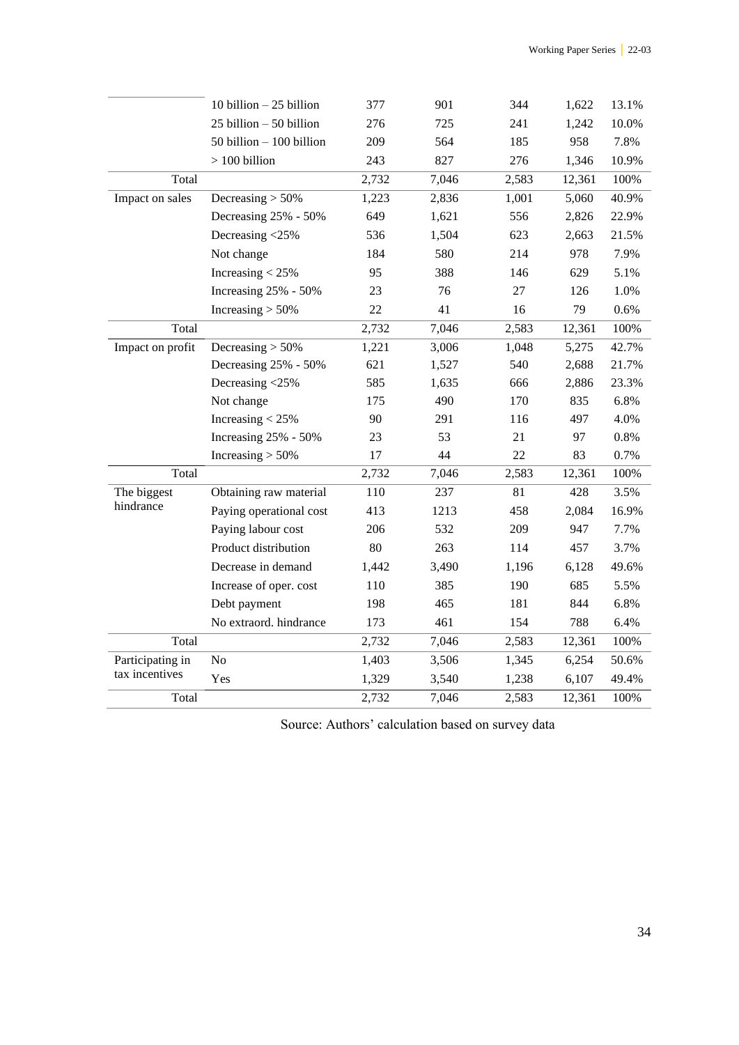| | | | | | | |
|---|---|---|---|---|---|---|
| | 10 billion – 25 billion | 377 | 901 | 344 | 1,622 | 13.1% |
| | 25 billion – 50 billion | 276 | 725 | 241 | 1,242 | 10.0% |
| | 50 billion – 100 billion | 209 | 564 | 185 | 958 | 7.8% |
| | > 100 billion | 243 | 827 | 276 | 1,346 | 10.9% |
| Total | | 2,732 | 7,046 | 2,583 | 12,361 | 100% |
| Impact on sales | Decreasing > 50% | 1,223 | 2,836 | 1,001 | 5,060 | 40.9% |
| | Decreasing 25% - 50% | 649 | 1,621 | 556 | 2,826 | 22.9% |
| | Decreasing <25% | 536 | 1,504 | 623 | 2,663 | 21.5% |
| | Not change | 184 | 580 | 214 | 978 | 7.9% |
| | Increasing < 25% | 95 | 388 | 146 | 629 | 5.1% |
| | Increasing 25% - 50% | 23 | 76 | 27 | 126 | 1.0% |
| | Increasing > 50% | 22 | 41 | 16 | 79 | 0.6% |
| Total | | 2,732 | 7,046 | 2,583 | 12,361 | 100% |
| Impact on profit | Decreasing > 50% | 1,221 | 3,006 | 1,048 | 5,275 | 42.7% |
| | Decreasing 25% - 50% | 621 | 1,527 | 540 | 2,688 | 21.7% |
| | Decreasing <25% | 585 | 1,635 | 666 | 2,886 | 23.3% |
| | Not change | 175 | 490 | 170 | 835 | 6.8% |
| | Increasing < 25% | 90 | 291 | 116 | 497 | 4.0% |
| | Increasing 25% - 50% | 23 | 53 | 21 | 97 | 0.8% |
| | Increasing > 50% | 17 | 44 | 22 | 83 | 0.7% |
| Total | | 2,732 | 7,046 | 2,583 | 12,361 | 100% |
| The biggest hindrance | Obtaining raw material | 110 | 237 | 81 | 428 | 3.5% |
| | Paying operational cost | 413 | 1213 | 458 | 2,084 | 16.9% |
| | Paying labour cost | 206 | 532 | 209 | 947 | 7.7% |
| | Product distribution | 80 | 263 | 114 | 457 | 3.7% |
| | Decrease in demand | 1,442 | 3,490 | 1,196 | 6,128 | 49.6% |
| | Increase of oper. cost | 110 | 385 | 190 | 685 | 5.5% |
| | Debt payment | 198 | 465 | 181 | 844 | 6.8% |
| | No extraord. hindrance | 173 | 461 | 154 | 788 | 6.4% |
| Total | | 2,732 | 7,046 | 2,583 | 12,361 | 100% |
| Participating in tax incentives | No | 1,403 | 3,506 | 1,345 | 6,254 | 50.6% |
| | Yes | 1,329 | 3,540 | 1,238 | 6,107 | 49.4% |
| Total | | 2,732 | 7,046 | 2,583 | 12,361 | 100% |

Source: Authors' calculation based on survey data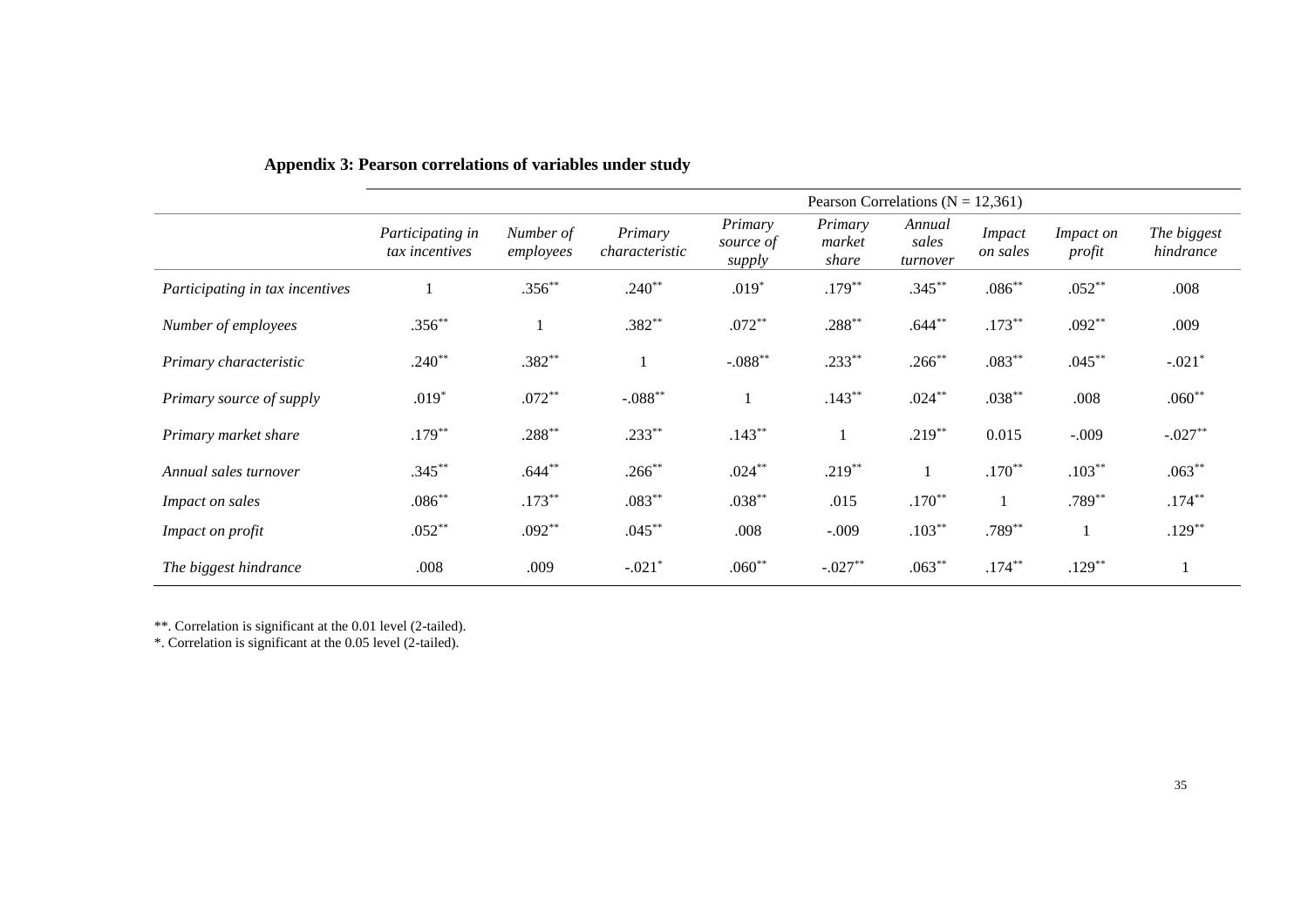**Appendix 3: Pearson correlations of variables under study**

| | Pearson Correlations (N = 12,361) | | | | | | | | |
|---|---|---|---|---|---|---|---|---|---|
| | *Participating in tax incentives* | *Number of employees* | *Primary characteristic* | *Primary source of supply* | *Primary market share* | *Annual sales turnover* | *Impact on sales* | *Impact on profit* | *The biggest hindrance* |
| *Participating in tax incentives* | 1 | .356** | .240** | .019* | .179** | .345** | .086** | .052** | .008 |
| *Number of employees* | .356** | 1 | .382** | .072** | .288** | .644** | .173** | .092** | .009 |
| *Primary characteristic* | .240** | .382** | 1 | -.088** | .233** | .266** | .083** | .045** | -.021* |
| *Primary source of supply* | .019* | .072** | -.088** | 1 | .143** | .024** | .038** | .008 | .060** |
| *Primary market share* | .179** | .288** | .233** | .143** | 1 | .219** | 0.015 | -.009 | -.027** |
| *Annual sales turnover* | .345** | .644** | .266** | .024** | .219** | 1 | .170** | .103** | .063** |
| *Impact on sales* | .086** | .173** | .083** | .038** | .015 | .170** | 1 | .789** | .174** |
| *Impact on profit* | .052** | .092** | .045** | .008 | -.009 | .103** | .789** | 1 | .129** |
| *The biggest hindrance* | .008 | .009 | -.021* | .060** | -.027** | .063** | .174** | .129** | 1 |

**. Correlation is significant at the 0.01 level (2-tailed).
*. Correlation is significant at the 0.05 level (2-tailed).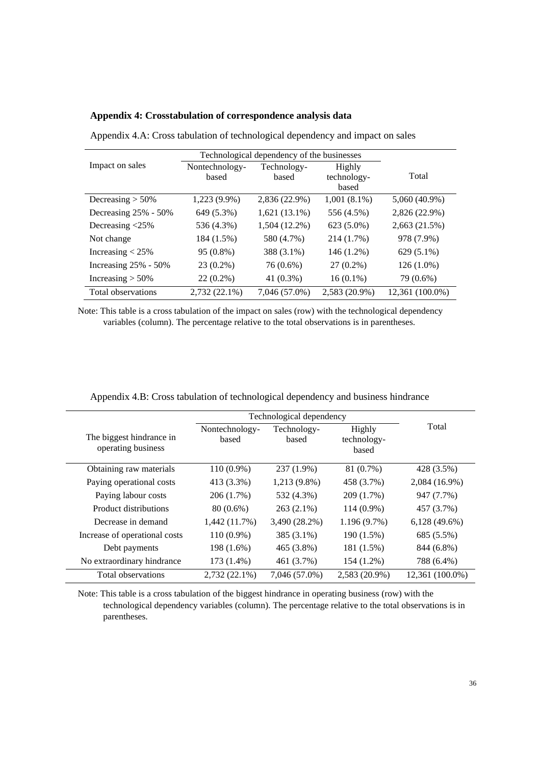**Appendix 4: Crosstabulation of correspondence analysis data**

Appendix 4.A: Cross tabulation of technological dependency and impact on sales

| Impact on sales | Technological dependency of the businesses | | | Total |
|---|---|---|---|---|
| | Nontechnology-based | Technology-based | Highly technology-based | |
| Decreasing > 50% | 1,223 (9.9%) | 2,836 (22.9%) | 1,001 (8.1%) | 5,060 (40.9%) |
| Decreasing 25% - 50% | 649 (5.3%) | 1,621 (13.1%) | 556 (4.5%) | 2,826 (22.9%) |
| Decreasing <25% | 536 (4.3%) | 1,504 (12.2%) | 623 (5.0%) | 2,663 (21.5%) |
| Not change | 184 (1.5%) | 580 (4.7%) | 214 (1.7%) | 978 (7.9%) |
| Increasing < 25% | 95 (0.8%) | 388 (3.1%) | 146 (1.2%) | 629 (5.1%) |
| Increasing 25% - 50% | 23 (0.2%) | 76 (0.6%) | 27 (0.2%) | 126 (1.0%) |
| Increasing > 50% | 22 (0.2%) | 41 (0.3%) | 16 (0.1%) | 79 (0.6%) |
| Total observations | 2,732 (22.1%) | 7,046 (57.0%) | 2,583 (20.9%) | 12,361 (100.0%) |

Note: This table is a cross tabulation of the impact on sales (row) with the technological dependency variables (column). The percentage relative to the total observations is in parentheses.

Appendix 4.B: Cross tabulation of technological dependency and business hindrance

| The biggest hindrance in operating business | Technological dependency | | | Total |
|---|---|---|---|---|
| | Nontechnology-based | Technology-based | Highly technology-based | |
| Obtaining raw materials | 110 (0.9%) | 237 (1.9%) | 81 (0.7%) | 428 (3.5%) |
| Paying operational costs | 413 (3.3%) | 1,213 (9.8%) | 458 (3.7%) | 2,084 (16.9%) |
| Paying labour costs | 206 (1.7%) | 532 (4.3%) | 209 (1.7%) | 947 (7.7%) |
| Product distributions | 80 (0.6%) | 263 (2.1%) | 114 (0.9%) | 457 (3.7%) |
| Decrease in demand | 1,442 (11.7%) | 3,490 (28.2%) | 1.196 (9.7%) | 6,128 (49.6%) |
| Increase of operational costs | 110 (0.9%) | 385 (3.1%) | 190 (1.5%) | 685 (5.5%) |
| Debt payments | 198 (1.6%) | 465 (3.8%) | 181 (1.5%) | 844 (6.8%) |
| No extraordinary hindrance | 173 (1.4%) | 461 (3.7%) | 154 (1.2%) | 788 (6.4%) |
| Total observations | 2,732 (22.1%) | 7,046 (57.0%) | 2,583 (20.9%) | 12,361 (100.0%) |

Note: This table is a cross tabulation of the biggest hindrance in operating business (row) with the technological dependency variables (column). The percentage relative to the total observations is in parentheses.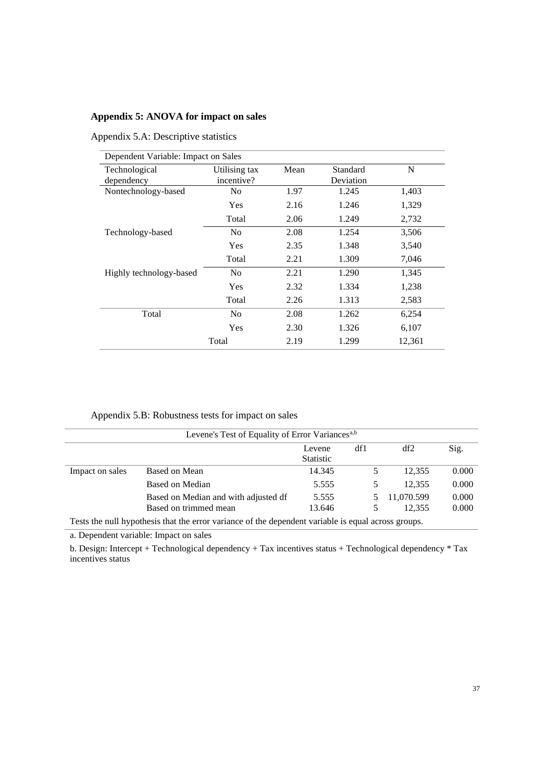**Appendix 5: ANOVA for impact on sales**

Appendix 5.A: Descriptive statistics

| Dependent Variable: Impact on Sales | | | | |
|---|---|---|---|---|
| Technological dependency | Utilising tax incentive? | Mean | Standard Deviation | N |
| Nontechnology-based | No | 1.97 | 1.245 | 1,403 |
| | Yes | 2.16 | 1.246 | 1,329 |
| | Total | 2.06 | 1.249 | 2,732 |
| Technology-based | No | 2.08 | 1.254 | 3,506 |
| | Yes | 2.35 | 1.348 | 3,540 |
| | Total | 2.21 | 1.309 | 7,046 |
| Highly technology-based | No | 2.21 | 1.290 | 1,345 |
| | Yes | 2.32 | 1.334 | 1,238 |
| | Total | 2.26 | 1.313 | 2,583 |
| Total | No | 2.08 | 1.262 | 6,254 |
| | Yes | 2.30 | 1.326 | 6,107 |
| | Total | 2.19 | 1.299 | 12,361 |

Appendix 5.B: Robustness tests for impact on sales

| Levene's Test of Equality of Error Variances[a,b] | | | | | |
|---|---|---|---|---|---|
| | | Levene Statistic | df1 | df2 | Sig. |
| Impact on sales | Based on Mean | 14.345 | 5 | 12,355 | 0.000 |
| | Based on Median | 5.555 | 5 | 12,355 | 0.000 |
| | Based on Median and with adjusted df | 5.555 | 5 | 11,070.599 | 0.000 |
| | Based on trimmed mean | 13.646 | 5 | 12,355 | 0.000 |

Tests the null hypothesis that the error variance of the dependent variable is equal across groups.

a. Dependent variable: Impact on sales

b. Design: Intercept + Technological dependency + Tax incentives status + Technological dependency * Tax incentives status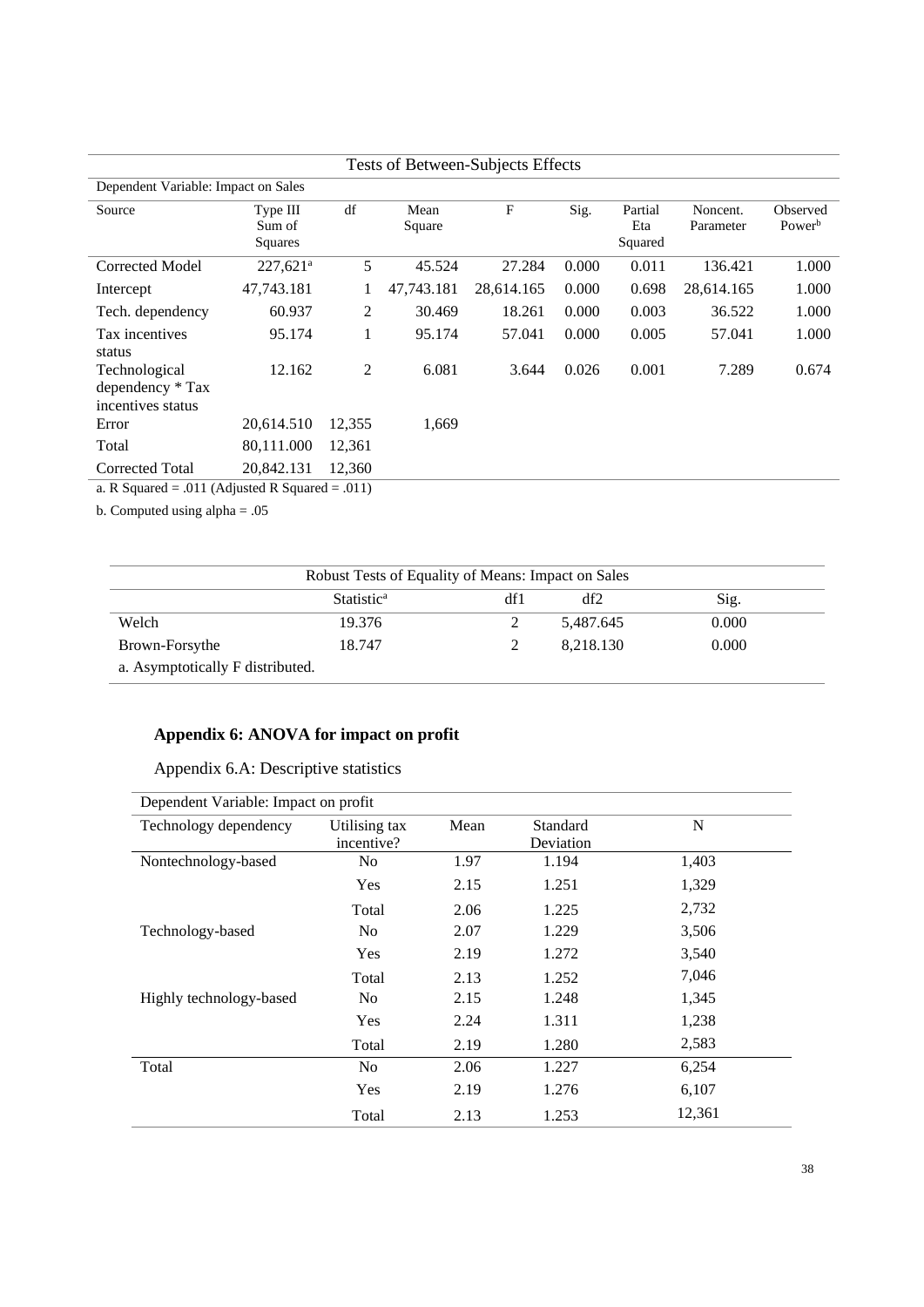| Tests of Between-Subjects Effects | | | | | | | | |
|---|---|---|---|---|---|---|---|---|
| Dependent Variable: Impact on Sales | | | | | | | | |
| Source | Type III Sum of Squares | df | Mean Square | F | Sig. | Partial Eta Squared | Noncent. Parameter | Observed Power[b] |
| Corrected Model | 227,621[a] | 5 | 45.524 | 27.284 | 0.000 | 0.011 | 136.421 | 1.000 |
| Intercept | 47,743.181 | 1 | 47,743.181 | 28,614.165 | 0.000 | 0.698 | 28,614.165 | 1.000 |
| Tech. dependency | 60.937 | 2 | 30.469 | 18.261 | 0.000 | 0.003 | 36.522 | 1.000 |
| Tax incentives status | 95.174 | 1 | 95.174 | 57.041 | 0.000 | 0.005 | 57.041 | 1.000 |
| Technological dependency * Tax incentives status | 12.162 | 2 | 6.081 | 3.644 | 0.026 | 0.001 | 7.289 | 0.674 |
| Error | 20,614.510 | 12,355 | 1,669 | | | | | |
| Total | 80,111.000 | 12,361 | | | | | | |
| Corrected Total | 20,842.131 | 12,360 | | | | | | |

a. R Squared = .011 (Adjusted R Squared = .011)

b. Computed using alpha = .05

| Robust Tests of Equality of Means: Impact on Sales | | | | |
|---|---|---|---|---|
| | Statistic[a] | df1 | df2 | Sig. |
| Welch | 19.376 | 2 | 5,487.645 | 0.000 |
| Brown-Forsythe | 18.747 | 2 | 8,218.130 | 0.000 |

a. Asymptotically F distributed.

## Appendix 6: ANOVA for impact on profit

Appendix 6.A: Descriptive statistics

| Dependent Variable: Impact on profit | | | | |
|---|---|---|---|---|
| Technology dependency | Utilising tax incentive? | Mean | Standard Deviation | N |
| Nontechnology-based | No | 1.97 | 1.194 | 1,403 |
| | Yes | 2.15 | 1.251 | 1,329 |
| | Total | 2.06 | 1.225 | 2,732 |
| Technology-based | No | 2.07 | 1.229 | 3,506 |
| | Yes | 2.19 | 1.272 | 3,540 |
| | Total | 2.13 | 1.252 | 7,046 |
| Highly technology-based | No | 2.15 | 1.248 | 1,345 |
| | Yes | 2.24 | 1.311 | 1,238 |
| | Total | 2.19 | 1.280 | 2,583 |
| Total | No | 2.06 | 1.227 | 6,254 |
| | Yes | 2.19 | 1.276 | 6,107 |
| | Total | 2.13 | 1.253 | 12,361 |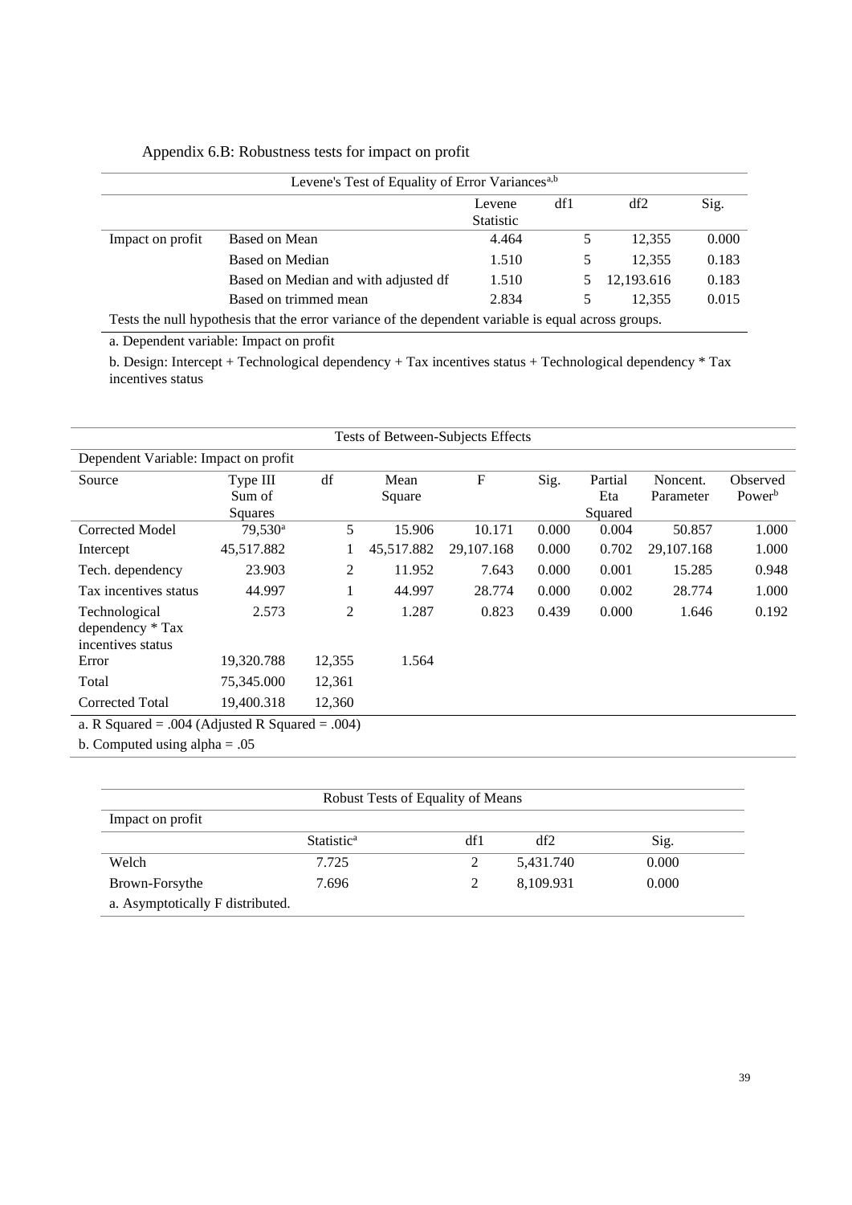Appendix 6.B: Robustness tests for impact on profit

| Levene's Test of Equality of Error Variances[a,b] | | | | | |
|---|---|---|---|---|---|
| | | Levene Statistic | df1 | df2 | Sig. |
| Impact on profit | Based on Mean | 4.464 | 5 | 12,355 | 0.000 |
| | Based on Median | 1.510 | 5 | 12,355 | 0.183 |
| | Based on Median and with adjusted df | 1.510 | 5 | 12,193.616 | 0.183 |
| | Based on trimmed mean | 2.834 | 5 | 12,355 | 0.015 |

Tests the null hypothesis that the error variance of the dependent variable is equal across groups.

a. Dependent variable: Impact on profit

b. Design: Intercept + Technological dependency + Tax incentives status + Technological dependency * Tax incentives status

Tests of Between-Subjects Effects

Dependent Variable: Impact on profit

| Source | Type III Sum of Squares | df | Mean Square | F | Sig. | Partial Eta Squared | Noncent. Parameter | Observed Power[b] |
|---|---|---|---|---|---|---|---|---|
| Corrected Model | 79,530[a] | 5 | 15.906 | 10.171 | 0.000 | 0.004 | 50.857 | 1.000 |
| Intercept | 45,517.882 | 1 | 45,517.882 | 29,107.168 | 0.000 | 0.702 | 29,107.168 | 1.000 |
| Tech. dependency | 23.903 | 2 | 11.952 | 7.643 | 0.000 | 0.001 | 15.285 | 0.948 |
| Tax incentives status | 44.997 | 1 | 44.997 | 28.774 | 0.000 | 0.002 | 28.774 | 1.000 |
| Technological dependency * Tax incentives status | 2.573 | 2 | 1.287 | 0.823 | 0.439 | 0.000 | 1.646 | 0.192 |
| Error | 19,320.788 | 12,355 | 1.564 | | | | | |
| Total | 75,345.000 | 12,361 | | | | | | |
| Corrected Total | 19,400.318 | 12,360 | | | | | | |

a. R Squared = .004 (Adjusted R Squared = .004)

b. Computed using alpha = .05

Robust Tests of Equality of Means

Impact on profit

| | Statistic[a] | df1 | df2 | Sig. |
|---|---|---|---|---|
| Welch | 7.725 | 2 | 5,431.740 | 0.000 |
| Brown-Forsythe | 7.696 | 2 | 8,109.931 | 0.000 |

a. Asymptotically F distributed.